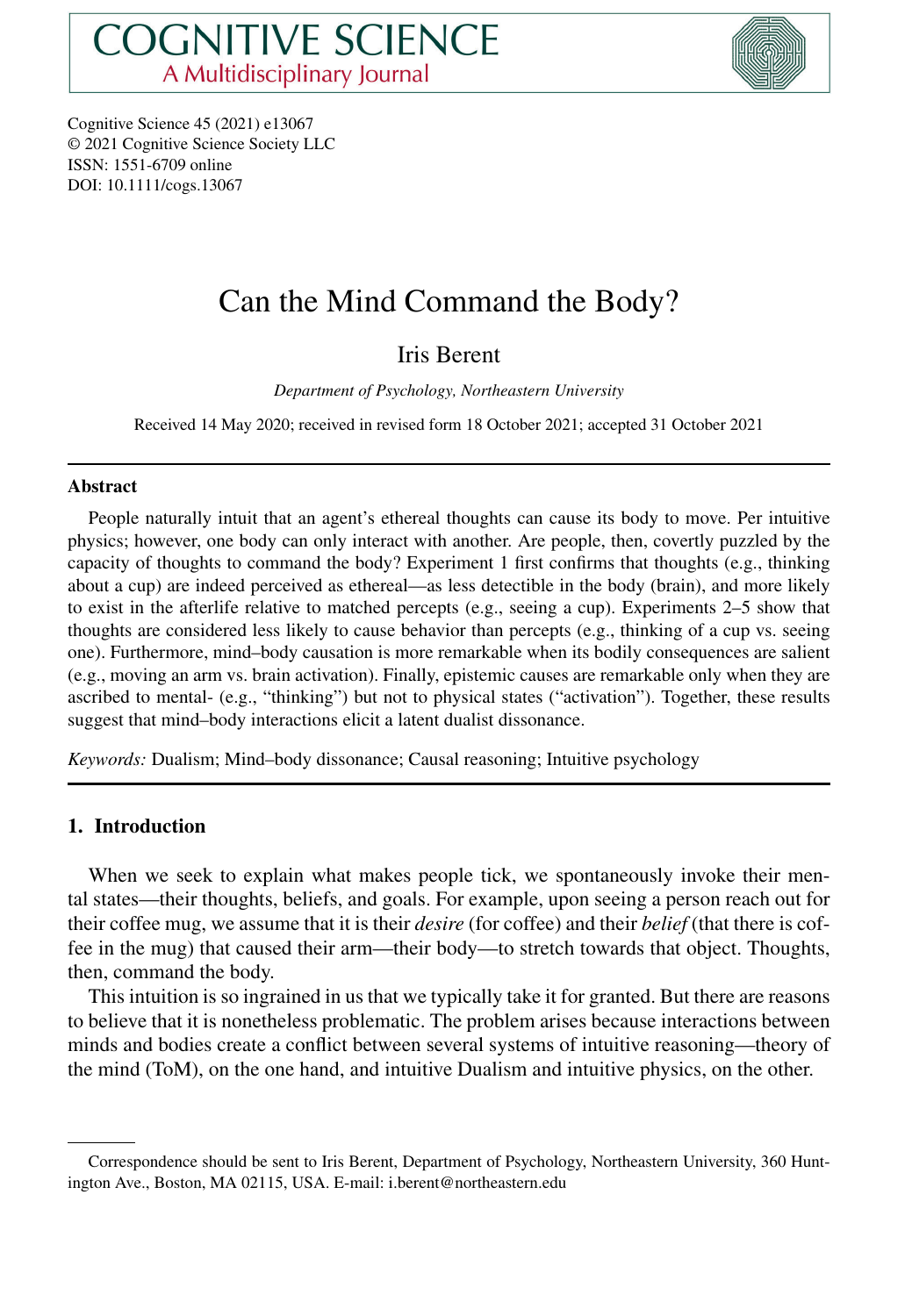COGNITIVE SCIENCE
A Multidisciplinary Journal

Cognitive Science 45 (2021) e13067
© 2021 Cognitive Science Society LLC
ISSN: 1551-6709 online
DOI: 10.1111/cogs.13067

# Can the Mind Command the Body?

Iris Berent

*Department of Psychology, Northeastern University*

Received 14 May 2020; received in revised form 18 October 2021; accepted 31 October 2021

### Abstract

People naturally intuit that an agent's ethereal thoughts can cause its body to move. Per intuitive physics; however, one body can only interact with another. Are people, then, covertly puzzled by the capacity of thoughts to command the body? Experiment 1 first confirms that thoughts (e.g., thinking about a cup) are indeed perceived as ethereal—as less detectible in the body (brain), and more likely to exist in the afterlife relative to matched percepts (e.g., seeing a cup). Experiments 2–5 show that thoughts are considered less likely to cause behavior than percepts (e.g., thinking of a cup vs. seeing one). Furthermore, mind–body causation is more remarkable when its bodily consequences are salient (e.g., moving an arm vs. brain activation). Finally, epistemic causes are remarkable only when they are ascribed to mental- (e.g., "thinking") but not to physical states ("activation"). Together, these results suggest that mind–body interactions elicit a latent dualist dissonance.

*Keywords:* Dualism; Mind–body dissonance; Causal reasoning; Intuitive psychology

## 1. Introduction

When we seek to explain what makes people tick, we spontaneously invoke their mental states—their thoughts, beliefs, and goals. For example, upon seeing a person reach out for their coffee mug, we assume that it is their *desire* (for coffee) and their *belief* (that there is coffee in the mug) that caused their arm—their body—to stretch towards that object. Thoughts, then, command the body.

This intuition is so ingrained in us that we typically take it for granted. But there are reasons to believe that it is nonetheless problematic. The problem arises because interactions between minds and bodies create a conflict between several systems of intuitive reasoning—theory of the mind (ToM), on the one hand, and intuitive Dualism and intuitive physics, on the other.

---

Correspondence should be sent to Iris Berent, Department of Psychology, Northeastern University, 360 Huntington Ave., Boston, MA 02115, USA. E-mail: i.berent@northeastern.edu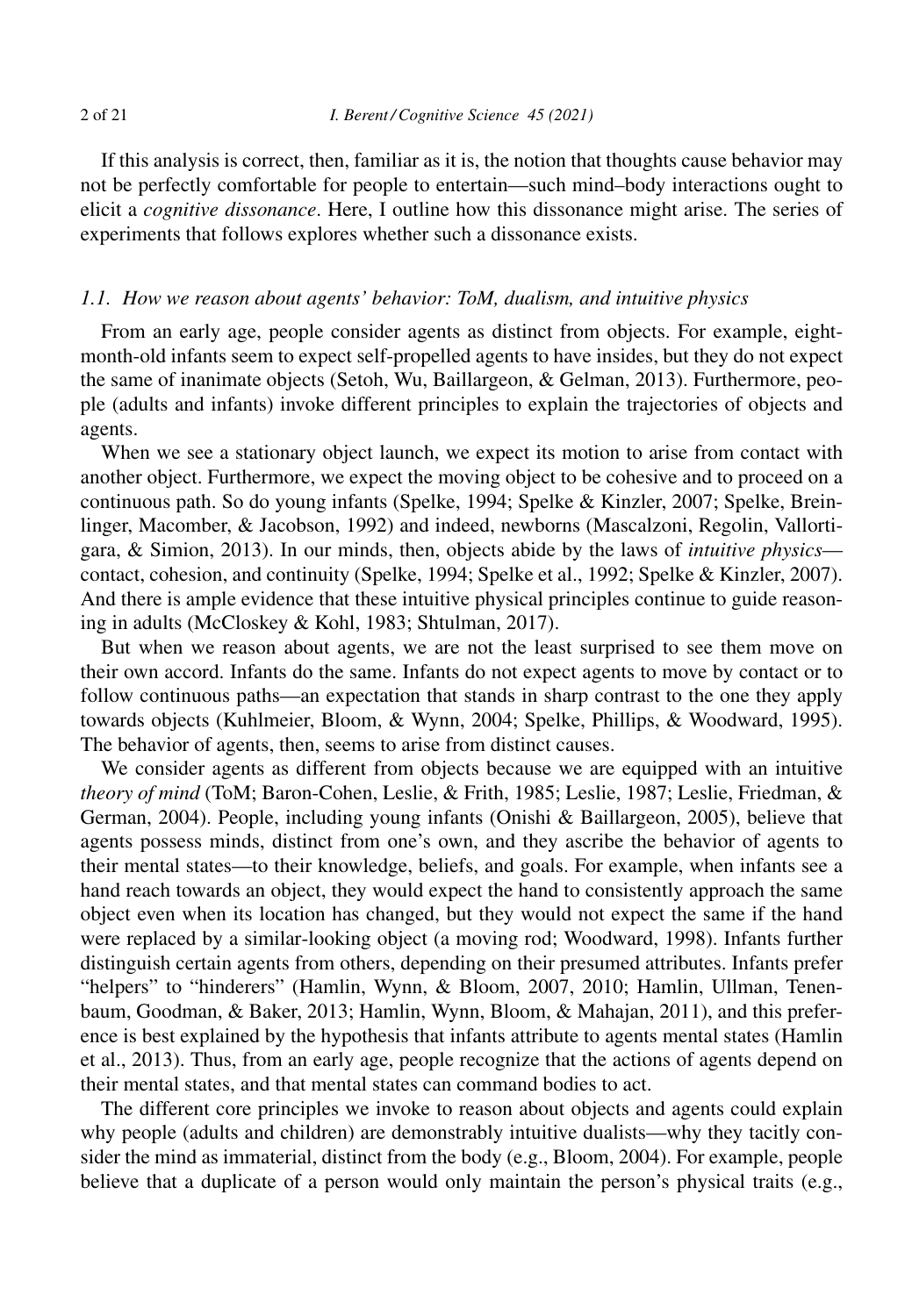If this analysis is correct, then, familiar as it is, the notion that thoughts cause behavior may not be perfectly comfortable for people to entertain—such mind–body interactions ought to elicit a *cognitive dissonance*. Here, I outline how this dissonance might arise. The series of experiments that follows explores whether such a dissonance exists.

### *1.1. How we reason about agents' behavior: ToM, dualism, and intuitive physics*

From an early age, people consider agents as distinct from objects. For example, eight-month-old infants seem to expect self-propelled agents to have insides, but they do not expect the same of inanimate objects (Setoh, Wu, Baillargeon, & Gelman, 2013). Furthermore, people (adults and infants) invoke different principles to explain the trajectories of objects and agents.

When we see a stationary object launch, we expect its motion to arise from contact with another object. Furthermore, we expect the moving object to be cohesive and to proceed on a continuous path. So do young infants (Spelke, 1994; Spelke & Kinzler, 2007; Spelke, Breinlinger, Macomber, & Jacobson, 1992) and indeed, newborns (Mascalzoni, Regolin, Vallortigara, & Simion, 2013). In our minds, then, objects abide by the laws of *intuitive physics*—contact, cohesion, and continuity (Spelke, 1994; Spelke et al., 1992; Spelke & Kinzler, 2007). And there is ample evidence that these intuitive physical principles continue to guide reasoning in adults (McCloskey & Kohl, 1983; Shtulman, 2017).

But when we reason about agents, we are not the least surprised to see them move on their own accord. Infants do the same. Infants do not expect agents to move by contact or to follow continuous paths—an expectation that stands in sharp contrast to the one they apply towards objects (Kuhlmeier, Bloom, & Wynn, 2004; Spelke, Phillips, & Woodward, 1995). The behavior of agents, then, seems to arise from distinct causes.

We consider agents as different from objects because we are equipped with an intuitive *theory of mind* (ToM; Baron-Cohen, Leslie, & Frith, 1985; Leslie, 1987; Leslie, Friedman, & German, 2004). People, including young infants (Onishi & Baillargeon, 2005), believe that agents possess minds, distinct from one's own, and they ascribe the behavior of agents to their mental states—to their knowledge, beliefs, and goals. For example, when infants see a hand reach towards an object, they would expect the hand to consistently approach the same object even when its location has changed, but they would not expect the same if the hand were replaced by a similar-looking object (a moving rod; Woodward, 1998). Infants further distinguish certain agents from others, depending on their presumed attributes. Infants prefer "helpers" to "hinderers" (Hamlin, Wynn, & Bloom, 2007, 2010; Hamlin, Ullman, Tenenbaum, Goodman, & Baker, 2013; Hamlin, Wynn, Bloom, & Mahajan, 2011), and this preference is best explained by the hypothesis that infants attribute to agents mental states (Hamlin et al., 2013). Thus, from an early age, people recognize that the actions of agents depend on their mental states, and that mental states can command bodies to act.

The different core principles we invoke to reason about objects and agents could explain why people (adults and children) are demonstrably intuitive dualists—why they tacitly consider the mind as immaterial, distinct from the body (e.g., Bloom, 2004). For example, people believe that a duplicate of a person would only maintain the person's physical traits (e.g.,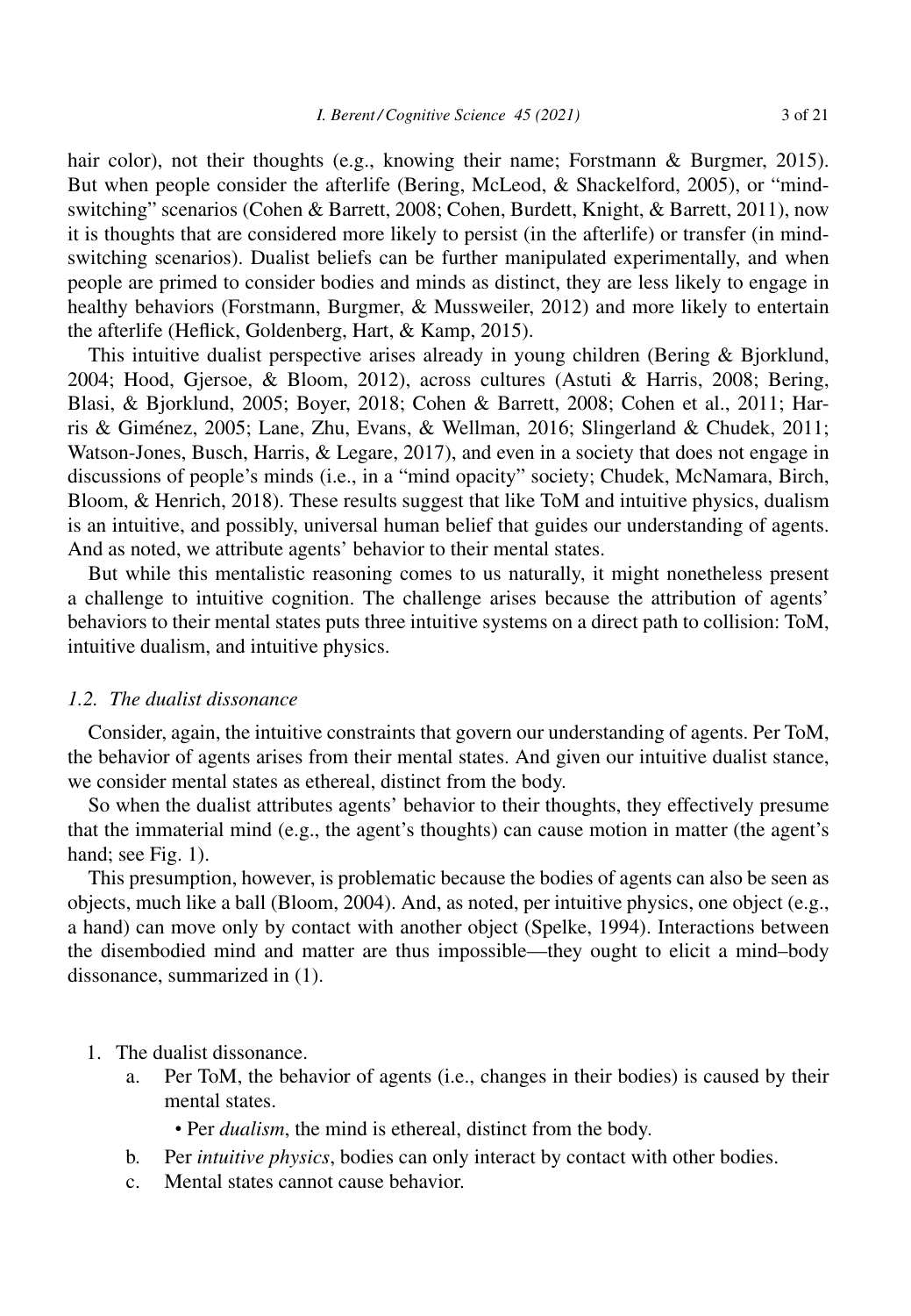hair color), not their thoughts (e.g., knowing their name; Forstmann & Burgmer, 2015). But when people consider the afterlife (Bering, McLeod, & Shackelford, 2005), or "mind-switching" scenarios (Cohen & Barrett, 2008; Cohen, Burdett, Knight, & Barrett, 2011), now it is thoughts that are considered more likely to persist (in the afterlife) or transfer (in mind-switching scenarios). Dualist beliefs can be further manipulated experimentally, and when people are primed to consider bodies and minds as distinct, they are less likely to engage in healthy behaviors (Forstmann, Burgmer, & Mussweiler, 2012) and more likely to entertain the afterlife (Heflick, Goldenberg, Hart, & Kamp, 2015).

This intuitive dualist perspective arises already in young children (Bering & Bjorklund, 2004; Hood, Gjersoe, & Bloom, 2012), across cultures (Astuti & Harris, 2008; Bering, Blasi, & Bjorklund, 2005; Boyer, 2018; Cohen & Barrett, 2008; Cohen et al., 2011; Harris & Giménez, 2005; Lane, Zhu, Evans, & Wellman, 2016; Slingerland & Chudek, 2011; Watson-Jones, Busch, Harris, & Legare, 2017), and even in a society that does not engage in discussions of people's minds (i.e., in a "mind opacity" society; Chudek, McNamara, Birch, Bloom, & Henrich, 2018). These results suggest that like ToM and intuitive physics, dualism is an intuitive, and possibly, universal human belief that guides our understanding of agents. And as noted, we attribute agents' behavior to their mental states.

But while this mentalistic reasoning comes to us naturally, it might nonetheless present a challenge to intuitive cognition. The challenge arises because the attribution of agents' behaviors to their mental states puts three intuitive systems on a direct path to collision: ToM, intuitive dualism, and intuitive physics.

### *1.2. The dualist dissonance*

Consider, again, the intuitive constraints that govern our understanding of agents. Per ToM, the behavior of agents arises from their mental states. And given our intuitive dualist stance, we consider mental states as ethereal, distinct from the body.

So when the dualist attributes agents' behavior to their thoughts, they effectively presume that the immaterial mind (e.g., the agent's thoughts) can cause motion in matter (the agent's hand; see Fig. 1).

This presumption, however, is problematic because the bodies of agents can also be seen as objects, much like a ball (Bloom, 2004). And, as noted, per intuitive physics, one object (e.g., a hand) can move only by contact with another object (Spelke, 1994). Interactions between the disembodied mind and matter are thus impossible—they ought to elicit a mind–body dissonance, summarized in (1).

1. The dualist dissonance.
   a. Per ToM, the behavior of agents (i.e., changes in their bodies) is caused by their mental states.
      - Per *dualism*, the mind is ethereal, distinct from the body.
   
   b. Per *intuitive physics*, bodies can only interact by contact with other bodies.
   
   c. Mental states cannot cause behavior.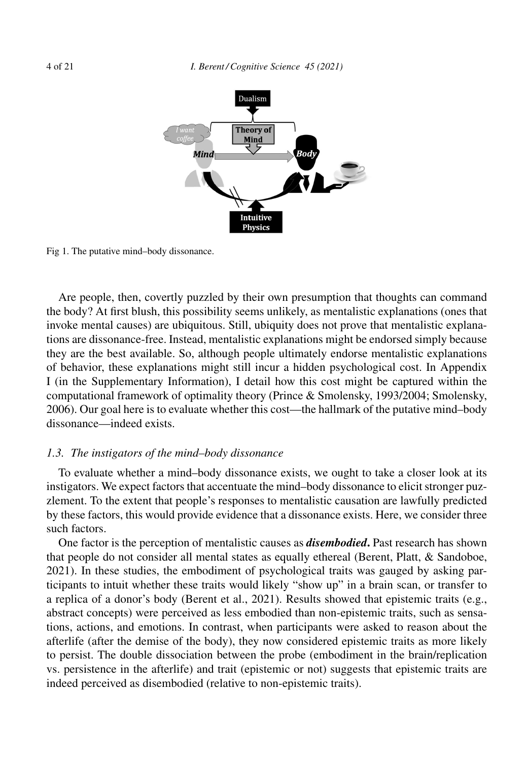Fig 1. The putative mind–body dissonance.

Are people, then, covertly puzzled by their own presumption that thoughts can command the body? At first blush, this possibility seems unlikely, as mentalistic explanations (ones that invoke mental causes) are ubiquitous. Still, ubiquity does not prove that mentalistic explanations are dissonance-free. Instead, mentalistic explanations might be endorsed simply because they are the best available. So, although people ultimately endorse mentalistic explanations of behavior, these explanations might still incur a hidden psychological cost. In Appendix I (in the Supplementary Information), I detail how this cost might be captured within the computational framework of optimality theory (Prince & Smolensky, 1993/2004; Smolensky, 2006). Our goal here is to evaluate whether this cost—the hallmark of the putative mind–body dissonance—indeed exists.

### *1.3. The instigators of the mind–body dissonance*

To evaluate whether a mind–body dissonance exists, we ought to take a closer look at its instigators. We expect factors that accentuate the mind–body dissonance to elicit stronger puzzlement. To the extent that people's responses to mentalistic causation are lawfully predicted by these factors, this would provide evidence that a dissonance exists. Here, we consider three such factors.

One factor is the perception of mentalistic causes as ***disembodied***. Past research has shown that people do not consider all mental states as equally ethereal (Berent, Platt, & Sandoboe, 2021). In these studies, the embodiment of psychological traits was gauged by asking participants to intuit whether these traits would likely "show up" in a brain scan, or transfer to a replica of a donor's body (Berent et al., 2021). Results showed that epistemic traits (e.g., abstract concepts) were perceived as less embodied than non-epistemic traits, such as sensations, actions, and emotions. In contrast, when participants were asked to reason about the afterlife (after the demise of the body), they now considered epistemic traits as more likely to persist. The double dissociation between the probe (embodiment in the brain/replication vs. persistence in the afterlife) and trait (epistemic or not) suggests that epistemic traits are indeed perceived as disembodied (relative to non-epistemic traits).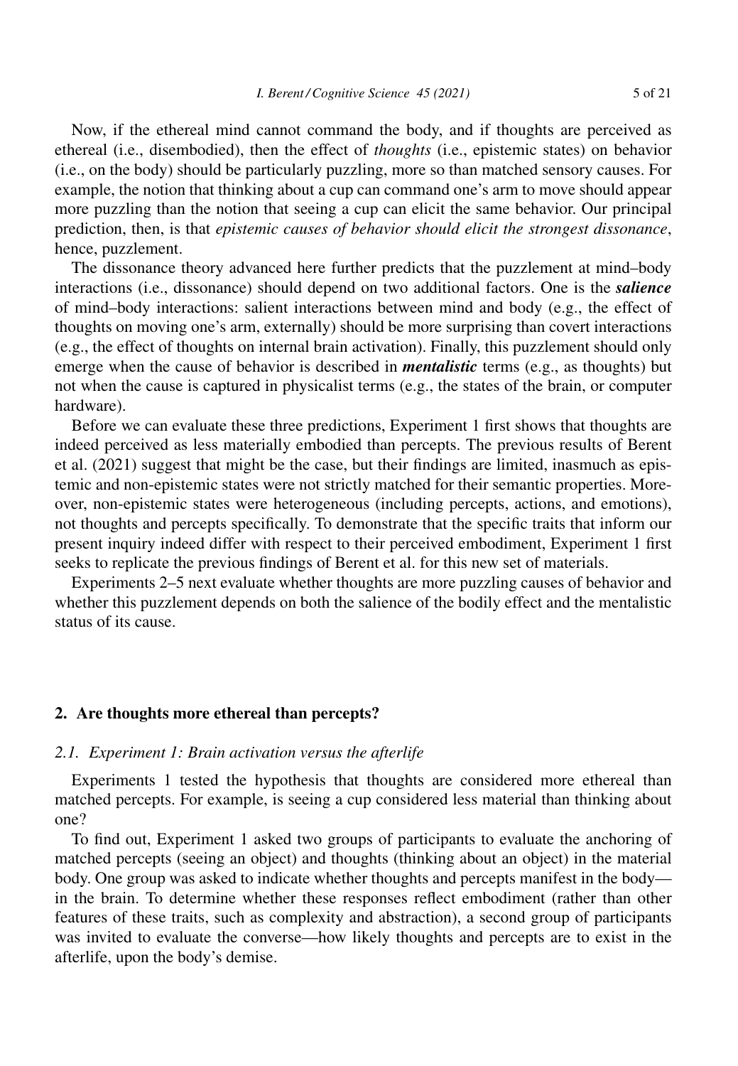Now, if the ethereal mind cannot command the body, and if thoughts are perceived as ethereal (i.e., disembodied), then the effect of *thoughts* (i.e., epistemic states) on behavior (i.e., on the body) should be particularly puzzling, more so than matched sensory causes. For example, the notion that thinking about a cup can command one's arm to move should appear more puzzling than the notion that seeing a cup can elicit the same behavior. Our principal prediction, then, is that *epistemic causes of behavior should elicit the strongest dissonance*, hence, puzzlement.

The dissonance theory advanced here further predicts that the puzzlement at mind–body interactions (i.e., dissonance) should depend on two additional factors. One is the ***salience*** of mind–body interactions: salient interactions between mind and body (e.g., the effect of thoughts on moving one's arm, externally) should be more surprising than covert interactions (e.g., the effect of thoughts on internal brain activation). Finally, this puzzlement should only emerge when the cause of behavior is described in ***mentalistic*** terms (e.g., as thoughts) but not when the cause is captured in physicalist terms (e.g., the states of the brain, or computer hardware).

Before we can evaluate these three predictions, Experiment 1 first shows that thoughts are indeed perceived as less materially embodied than percepts. The previous results of Berent et al. (2021) suggest that might be the case, but their findings are limited, inasmuch as epistemic and non-epistemic states were not strictly matched for their semantic properties. Moreover, non-epistemic states were heterogeneous (including percepts, actions, and emotions), not thoughts and percepts specifically. To demonstrate that the specific traits that inform our present inquiry indeed differ with respect to their perceived embodiment, Experiment 1 first seeks to replicate the previous findings of Berent et al. for this new set of materials.

Experiments 2–5 next evaluate whether thoughts are more puzzling causes of behavior and whether this puzzlement depends on both the salience of the bodily effect and the mentalistic status of its cause.

## 2. Are thoughts more ethereal than percepts?

### *2.1. Experiment 1: Brain activation versus the afterlife*

Experiments 1 tested the hypothesis that thoughts are considered more ethereal than matched percepts. For example, is seeing a cup considered less material than thinking about one?

To find out, Experiment 1 asked two groups of participants to evaluate the anchoring of matched percepts (seeing an object) and thoughts (thinking about an object) in the material body. One group was asked to indicate whether thoughts and percepts manifest in the body—in the brain. To determine whether these responses reflect embodiment (rather than other features of these traits, such as complexity and abstraction), a second group of participants was invited to evaluate the converse—how likely thoughts and percepts are to exist in the afterlife, upon the body's demise.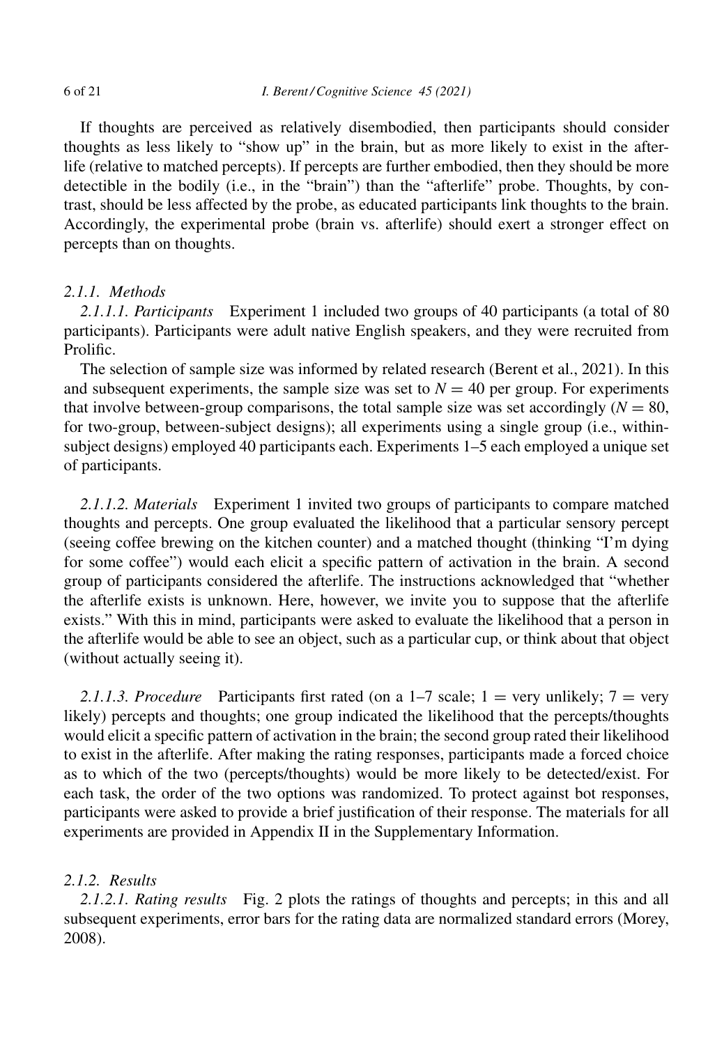If thoughts are perceived as relatively disembodied, then participants should consider thoughts as less likely to "show up" in the brain, but as more likely to exist in the afterlife (relative to matched percepts). If percepts are further embodied, then they should be more detectible in the bodily (i.e., in the "brain") than the "afterlife" probe. Thoughts, by contrast, should be less affected by the probe, as educated participants link thoughts to the brain. Accordingly, the experimental probe (brain vs. afterlife) should exert a stronger effect on percepts than on thoughts.

### *2.1.1. Methods*

*2.1.1.1. Participants* Experiment 1 included two groups of 40 participants (a total of 80 participants). Participants were adult native English speakers, and they were recruited from Prolific.

The selection of sample size was informed by related research (Berent et al., 2021). In this and subsequent experiments, the sample size was set to $N = 40$ per group. For experiments that involve between-group comparisons, the total sample size was set accordingly ($N = 80$, for two-group, between-subject designs); all experiments using a single group (i.e., within-subject designs) employed 40 participants each. Experiments 1–5 each employed a unique set of participants.

*2.1.1.2. Materials* Experiment 1 invited two groups of participants to compare matched thoughts and percepts. One group evaluated the likelihood that a particular sensory percept (seeing coffee brewing on the kitchen counter) and a matched thought (thinking "I'm dying for some coffee") would each elicit a specific pattern of activation in the brain. A second group of participants considered the afterlife. The instructions acknowledged that "whether the afterlife exists is unknown. Here, however, we invite you to suppose that the afterlife exists." With this in mind, participants were asked to evaluate the likelihood that a person in the afterlife would be able to see an object, such as a particular cup, or think about that object (without actually seeing it).

*2.1.1.3. Procedure* Participants first rated (on a 1–7 scale; 1 = very unlikely; 7 = very likely) percepts and thoughts; one group indicated the likelihood that the percepts/thoughts would elicit a specific pattern of activation in the brain; the second group rated their likelihood to exist in the afterlife. After making the rating responses, participants made a forced choice as to which of the two (percepts/thoughts) would be more likely to be detected/exist. For each task, the order of the two options was randomized. To protect against bot responses, participants were asked to provide a brief justification of their response. The materials for all experiments are provided in Appendix II in the Supplementary Information.

### *2.1.2. Results*

*2.1.2.1. Rating results* Fig. 2 plots the ratings of thoughts and percepts; in this and all subsequent experiments, error bars for the rating data are normalized standard errors (Morey, 2008).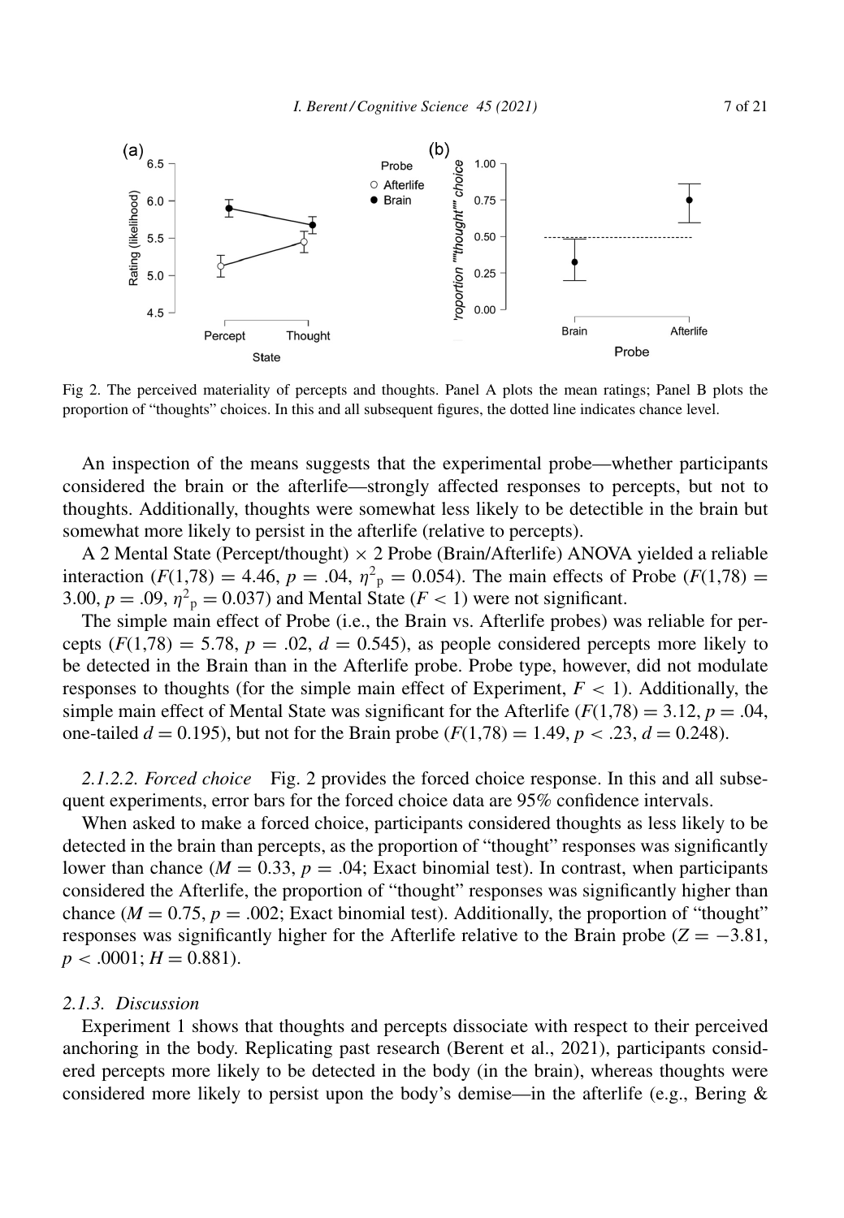Fig 2. The perceived materiality of percepts and thoughts. Panel A plots the mean ratings; Panel B plots the proportion of "thoughts" choices. In this and all subsequent figures, the dotted line indicates chance level.

An inspection of the means suggests that the experimental probe—whether participants considered the brain or the afterlife—strongly affected responses to percepts, but not to thoughts. Additionally, thoughts were somewhat less likely to be detectible in the brain but somewhat more likely to persist in the afterlife (relative to percepts).

A 2 Mental State (Percept/thought) × 2 Probe (Brain/Afterlife) ANOVA yielded a reliable interaction ($F(1,78) = 4.46$, $p = .04$, $\eta^2_p = 0.054$). The main effects of Probe ($F(1,78) = 3.00$, $p = .09$, $\eta^2_p = 0.037$) and Mental State ($F < 1$) were not significant.

The simple main effect of Probe (i.e., the Brain vs. Afterlife probes) was reliable for percepts ($F(1,78) = 5.78$, $p = .02$, $d = 0.545$), as people considered percepts more likely to be detected in the Brain than in the Afterlife probe. Probe type, however, did not modulate responses to thoughts (for the simple main effect of Experiment, $F < 1$). Additionally, the simple main effect of Mental State was significant for the Afterlife ($F(1,78) = 3.12$, $p = .04$, one-tailed $d = 0.195$), but not for the Brain probe ($F(1,78) = 1.49$, $p < .23$, $d = 0.248$).

*2.1.2.2. Forced choice* Fig. 2 provides the forced choice response. In this and all subsequent experiments, error bars for the forced choice data are 95% confidence intervals.

When asked to make a forced choice, participants considered thoughts as less likely to be detected in the brain than percepts, as the proportion of "thought" responses was significantly lower than chance ($M = 0.33$, $p = .04$; Exact binomial test). In contrast, when participants considered the Afterlife, the proportion of "thought" responses was significantly higher than chance ($M = 0.75$, $p = .002$; Exact binomial test). Additionally, the proportion of "thought" responses was significantly higher for the Afterlife relative to the Brain probe ($Z = -3.81$, $p < .0001$; $H = 0.881$).

### 2.1.3. Discussion

Experiment 1 shows that thoughts and percepts dissociate with respect to their perceived anchoring in the body. Replicating past research (Berent et al., 2021), participants considered percepts more likely to be detected in the body (in the brain), whereas thoughts were considered more likely to persist upon the body's demise—in the afterlife (e.g., Bering &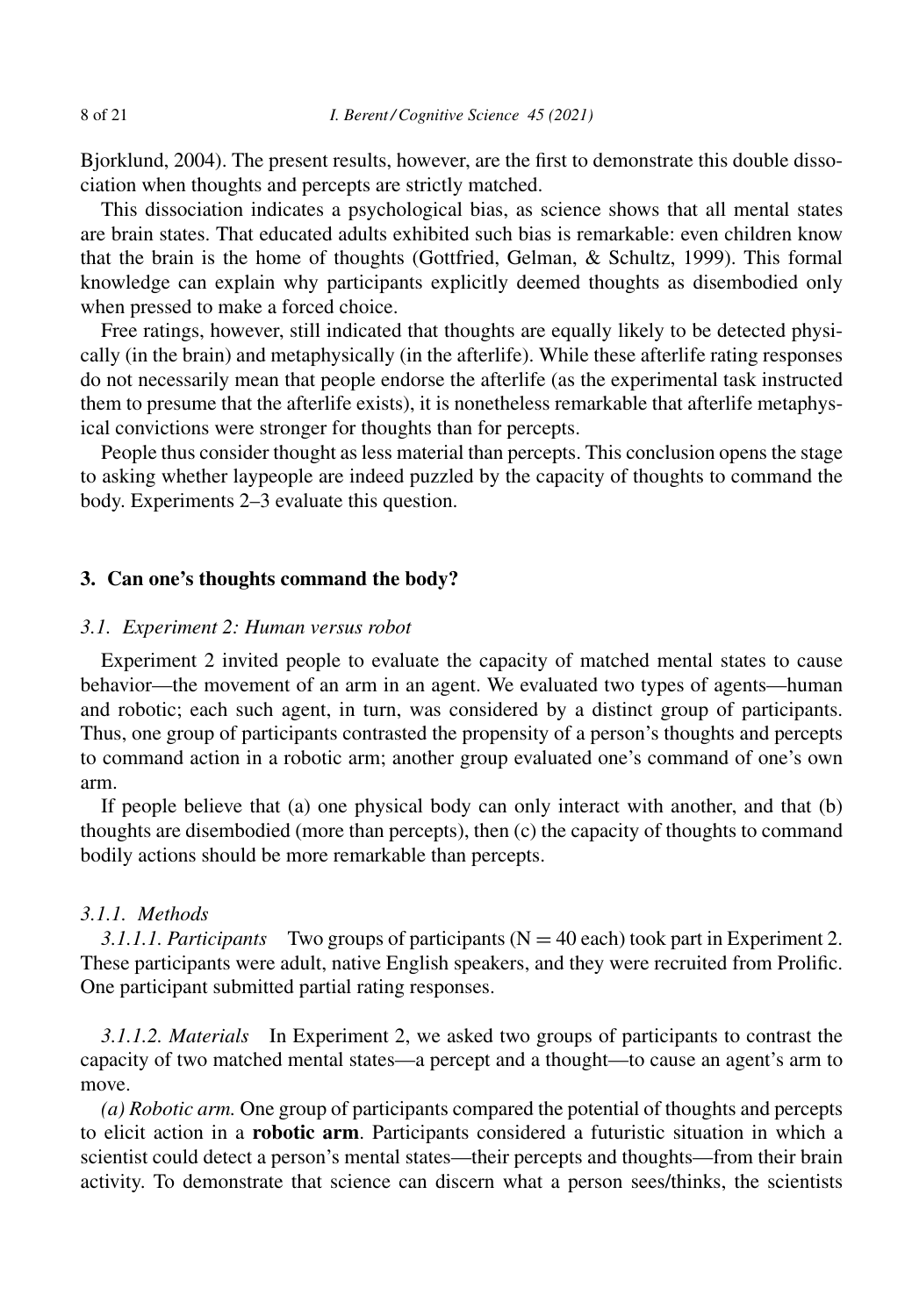Bjorklund, 2004). The present results, however, are the first to demonstrate this double dissociation when thoughts and percepts are strictly matched.

This dissociation indicates a psychological bias, as science shows that all mental states are brain states. That educated adults exhibited such bias is remarkable: even children know that the brain is the home of thoughts (Gottfried, Gelman, & Schultz, 1999). This formal knowledge can explain why participants explicitly deemed thoughts as disembodied only when pressed to make a forced choice.

Free ratings, however, still indicated that thoughts are equally likely to be detected physically (in the brain) and metaphysically (in the afterlife). While these afterlife rating responses do not necessarily mean that people endorse the afterlife (as the experimental task instructed them to presume that the afterlife exists), it is nonetheless remarkable that afterlife metaphysical convictions were stronger for thoughts than for percepts.

People thus consider thought as less material than percepts. This conclusion opens the stage to asking whether laypeople are indeed puzzled by the capacity of thoughts to command the body. Experiments 2–3 evaluate this question.

## 3. Can one's thoughts command the body?

### 3.1. Experiment 2: Human versus robot

Experiment 2 invited people to evaluate the capacity of matched mental states to cause behavior—the movement of an arm in an agent. We evaluated two types of agents—human and robotic; each such agent, in turn, was considered by a distinct group of participants. Thus, one group of participants contrasted the propensity of a person's thoughts and percepts to command action in a robotic arm; another group evaluated one's command of one's own arm.

If people believe that (a) one physical body can only interact with another, and that (b) thoughts are disembodied (more than percepts), then (c) the capacity of thoughts to command bodily actions should be more remarkable than percepts.

#### 3.1.1. Methods

*3.1.1.1. Participants* Two groups of participants (N = 40 each) took part in Experiment 2. These participants were adult, native English speakers, and they were recruited from Prolific. One participant submitted partial rating responses.

*3.1.1.2. Materials* In Experiment 2, we asked two groups of participants to contrast the capacity of two matched mental states—a percept and a thought—to cause an agent's arm to move.

*(a) Robotic arm.* One group of participants compared the potential of thoughts and percepts to elicit action in a **robotic arm**. Participants considered a futuristic situation in which a scientist could detect a person's mental states—their percepts and thoughts—from their brain activity. To demonstrate that science can discern what a person sees/thinks, the scientists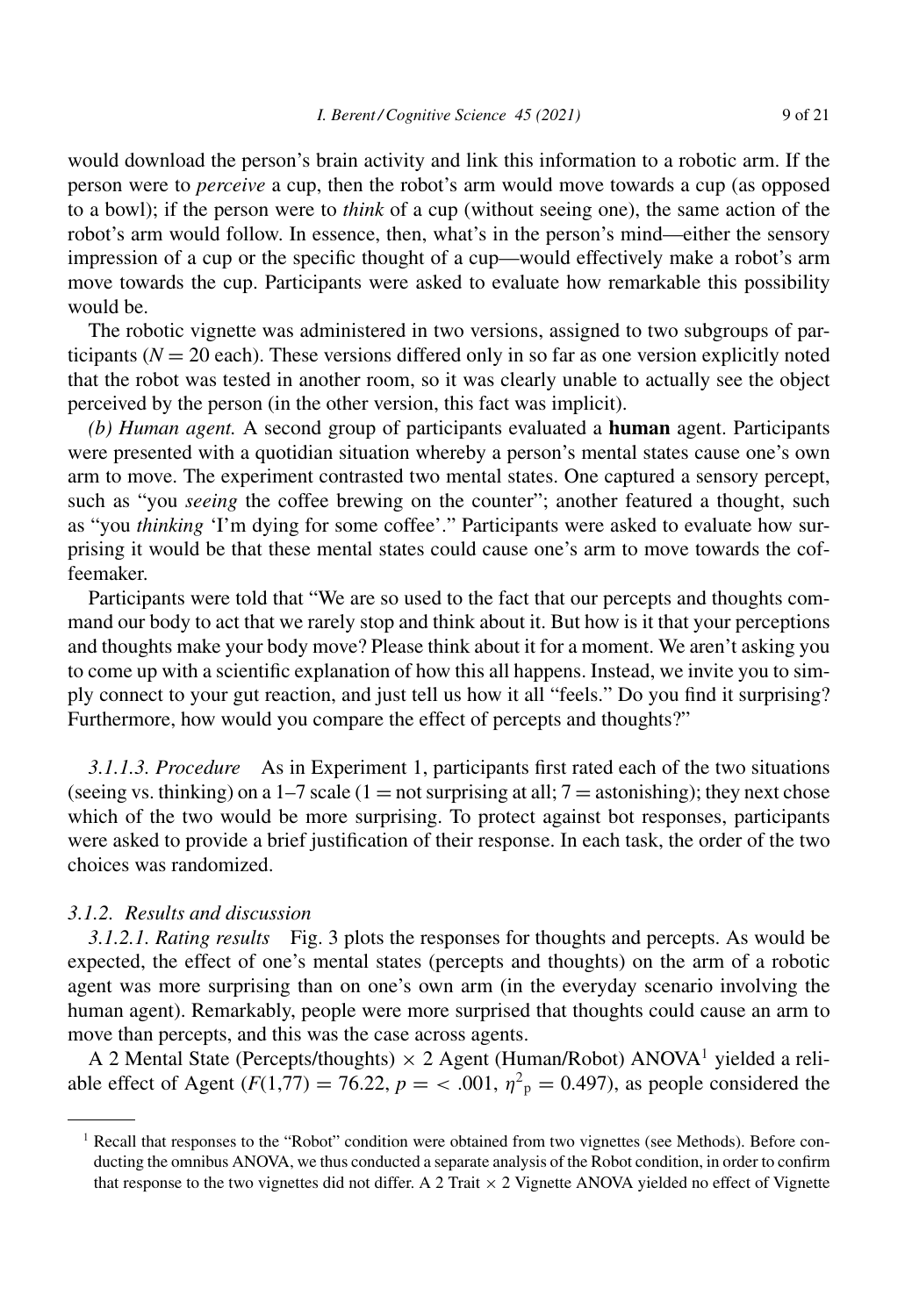would download the person's brain activity and link this information to a robotic arm. If the person were to *perceive* a cup, then the robot's arm would move towards a cup (as opposed to a bowl); if the person were to *think* of a cup (without seeing one), the same action of the robot's arm would follow. In essence, then, what's in the person's mind—either the sensory impression of a cup or the specific thought of a cup—would effectively make a robot's arm move towards the cup. Participants were asked to evaluate how remarkable this possibility would be.

The robotic vignette was administered in two versions, assigned to two subgroups of participants ($N = 20$ each). These versions differed only in so far as one version explicitly noted that the robot was tested in another room, so it was clearly unable to actually see the object perceived by the person (in the other version, this fact was implicit).

*(b) Human agent.* A second group of participants evaluated a **human** agent. Participants were presented with a quotidian situation whereby a person's mental states cause one's own arm to move. The experiment contrasted two mental states. One captured a sensory percept, such as "you *seeing* the coffee brewing on the counter"; another featured a thought, such as "you *thinking* 'I'm dying for some coffee'." Participants were asked to evaluate how surprising it would be that these mental states could cause one's arm to move towards the coffeemaker.

Participants were told that "We are so used to the fact that our percepts and thoughts command our body to act that we rarely stop and think about it. But how is it that your perceptions and thoughts make your body move? Please think about it for a moment. We aren't asking you to come up with a scientific explanation of how this all happens. Instead, we invite you to simply connect to your gut reaction, and just tell us how it all "feels." Do you find it surprising? Furthermore, how would you compare the effect of percepts and thoughts?"

*3.1.1.3. Procedure* As in Experiment 1, participants first rated each of the two situations (seeing vs. thinking) on a 1–7 scale (1 = not surprising at all; 7 = astonishing); they next chose which of the two would be more surprising. To protect against bot responses, participants were asked to provide a brief justification of their response. In each task, the order of the two choices was randomized.

### *3.1.2. Results and discussion*

*3.1.2.1. Rating results* Fig. 3 plots the responses for thoughts and percepts. As would be expected, the effect of one's mental states (percepts and thoughts) on the arm of a robotic agent was more surprising than on one's own arm (in the everyday scenario involving the human agent). Remarkably, people were more surprised that thoughts could cause an arm to move than percepts, and this was the case across agents.

A 2 Mental State (Percepts/thoughts) $\times$ 2 Agent (Human/Robot) ANOVA[1] yielded a reliable effect of Agent ($F(1,77) = 76.22$, $p = < .001$, $\eta^2_p = 0.497$), as people considered the

---

[1] Recall that responses to the "Robot" condition were obtained from two vignettes (see Methods). Before conducting the omnibus ANOVA, we thus conducted a separate analysis of the Robot condition, in order to confirm that response to the two vignettes did not differ. A 2 Trait $\times$ 2 Vignette ANOVA yielded no effect of Vignette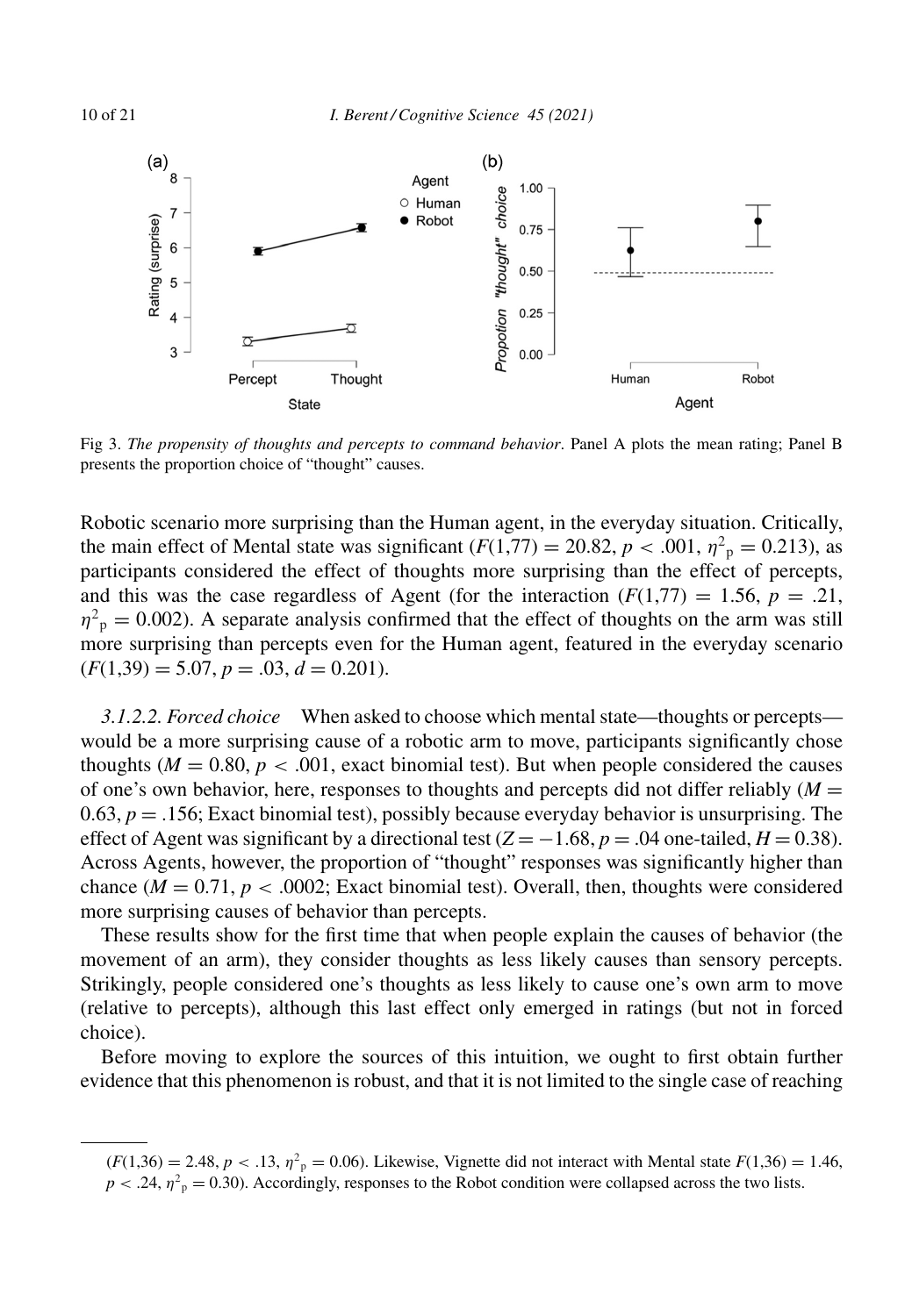Fig 3. *The propensity of thoughts and percepts to command behavior*. Panel A plots the mean rating; Panel B presents the proportion choice of "thought" causes.

Robotic scenario more surprising than the Human agent, in the everyday situation. Critically, the main effect of Mental state was significant ($F(1,77) = 20.82$, $p < .001$, $\eta^2_p = 0.213$), as participants considered the effect of thoughts more surprising than the effect of percepts, and this was the case regardless of Agent (for the interaction ($F(1,77) = 1.56$, $p = .21$, $\eta^2_p = 0.002$). A separate analysis confirmed that the effect of thoughts on the arm was still more surprising than percepts even for the Human agent, featured in the everyday scenario ($F(1,39) = 5.07$, $p = .03$, $d = 0.201$).

*3.1.2.2. Forced choice* When asked to choose which mental state—thoughts or percepts—would be a more surprising cause of a robotic arm to move, participants significantly chose thoughts ($M = 0.80$, $p < .001$, exact binomial test). But when people considered the causes of one's own behavior, here, responses to thoughts and percepts did not differ reliably ($M = 0.63$, $p = .156$; Exact binomial test), possibly because everyday behavior is unsurprising. The effect of Agent was significant by a directional test ($Z = -1.68$, $p = .04$ one-tailed, $H = 0.38$). Across Agents, however, the proportion of "thought" responses was significantly higher than chance ($M = 0.71$, $p < .0002$; Exact binomial test). Overall, then, thoughts were considered more surprising causes of behavior than percepts.

These results show for the first time that when people explain the causes of behavior (the movement of an arm), they consider thoughts as less likely causes than sensory percepts. Strikingly, people considered one's thoughts as less likely to cause one's own arm to move (relative to percepts), although this last effect only emerged in ratings (but not in forced choice).

Before moving to explore the sources of this intuition, we ought to first obtain further evidence that this phenomenon is robust, and that it is not limited to the single case of reaching

($F(1,36) = 2.48$, $p < .13$, $\eta^2_p = 0.06$). Likewise, Vignette did not interact with Mental state $F(1,36) = 1.46$, $p < .24$, $\eta^2_p = 0.30$). Accordingly, responses to the Robot condition were collapsed across the two lists.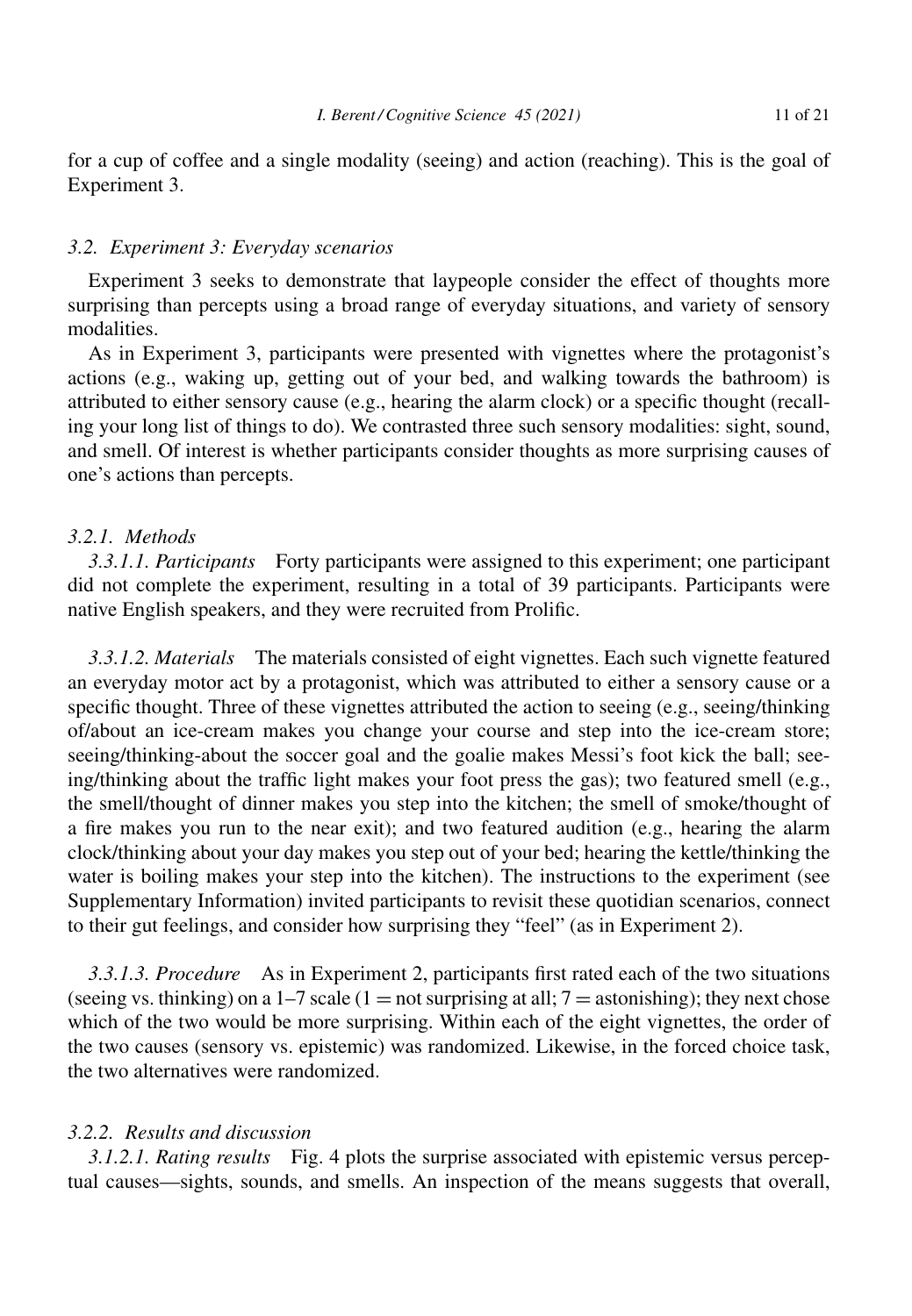for a cup of coffee and a single modality (seeing) and action (reaching). This is the goal of Experiment 3.

### *3.2. Experiment 3: Everyday scenarios*

Experiment 3 seeks to demonstrate that laypeople consider the effect of thoughts more surprising than percepts using a broad range of everyday situations, and variety of sensory modalities.

As in Experiment 3, participants were presented with vignettes where the protagonist's actions (e.g., waking up, getting out of your bed, and walking towards the bathroom) is attributed to either sensory cause (e.g., hearing the alarm clock) or a specific thought (recalling your long list of things to do). We contrasted three such sensory modalities: sight, sound, and smell. Of interest is whether participants consider thoughts as more surprising causes of one's actions than percepts.

#### *3.2.1. Methods*

*3.3.1.1. Participants* Forty participants were assigned to this experiment; one participant did not complete the experiment, resulting in a total of 39 participants. Participants were native English speakers, and they were recruited from Prolific.

*3.3.1.2. Materials* The materials consisted of eight vignettes. Each such vignette featured an everyday motor act by a protagonist, which was attributed to either a sensory cause or a specific thought. Three of these vignettes attributed the action to seeing (e.g., seeing/thinking of/about an ice-cream makes you change your course and step into the ice-cream store; seeing/thinking-about the soccer goal and the goalie makes Messi's foot kick the ball; seeing/thinking about the traffic light makes your foot press the gas); two featured smell (e.g., the smell/thought of dinner makes you step into the kitchen; the smell of smoke/thought of a fire makes you run to the near exit); and two featured audition (e.g., hearing the alarm clock/thinking about your day makes you step out of your bed; hearing the kettle/thinking the water is boiling makes your step into the kitchen). The instructions to the experiment (see Supplementary Information) invited participants to revisit these quotidian scenarios, connect to their gut feelings, and consider how surprising they "feel" (as in Experiment 2).

*3.3.1.3. Procedure* As in Experiment 2, participants first rated each of the two situations (seeing vs. thinking) on a 1–7 scale (1 = not surprising at all; 7 = astonishing); they next chose which of the two would be more surprising. Within each of the eight vignettes, the order of the two causes (sensory vs. epistemic) was randomized. Likewise, in the forced choice task, the two alternatives were randomized.

#### *3.2.2. Results and discussion*

*3.1.2.1. Rating results* Fig. 4 plots the surprise associated with epistemic versus perceptual causes—sights, sounds, and smells. An inspection of the means suggests that overall,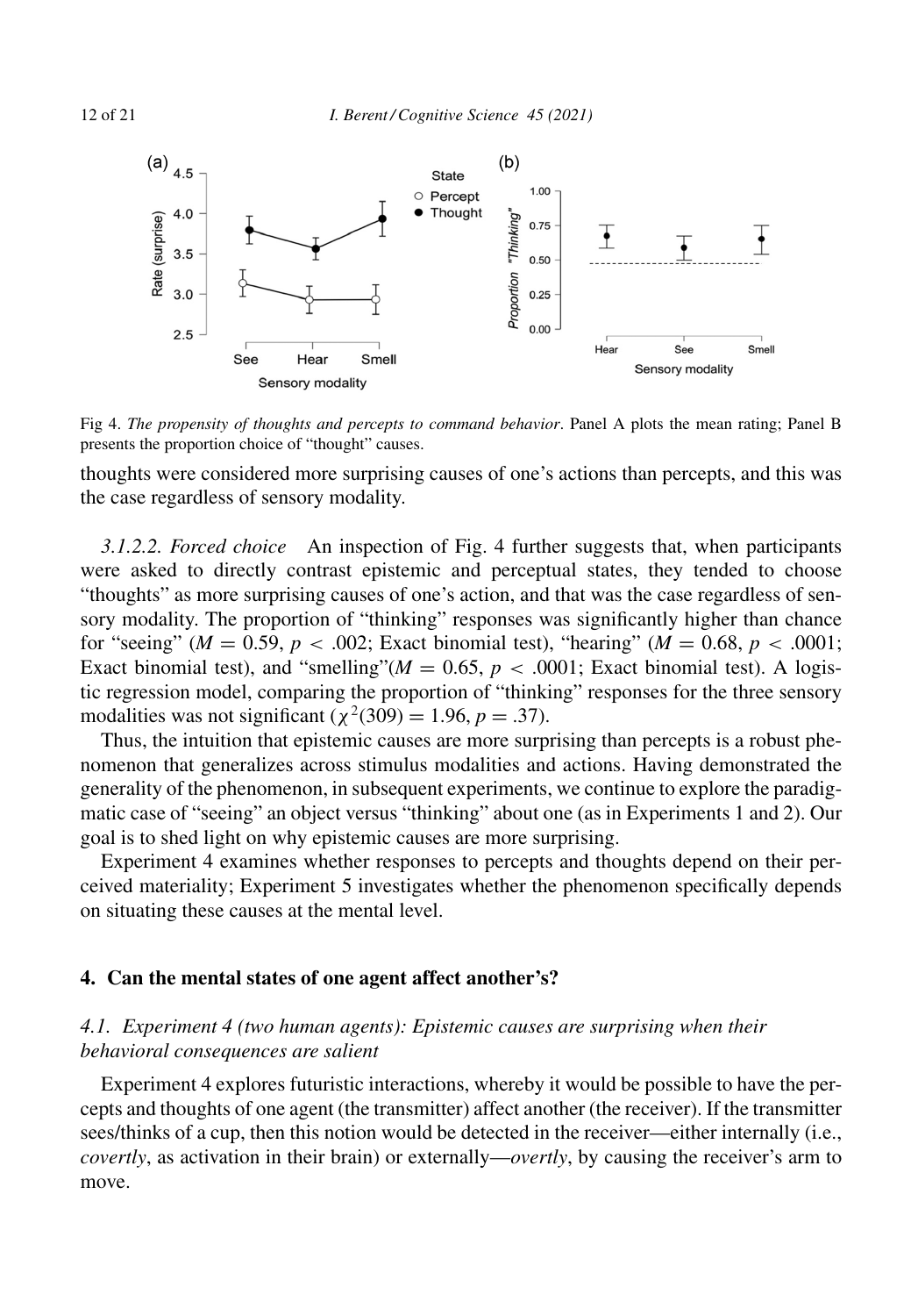Fig 4. *The propensity of thoughts and percepts to command behavior*. Panel A plots the mean rating; Panel B presents the proportion choice of "thought" causes.

thoughts were considered more surprising causes of one's actions than percepts, and this was the case regardless of sensory modality.

*3.1.2.2. Forced choice* An inspection of Fig. 4 further suggests that, when participants were asked to directly contrast epistemic and perceptual states, they tended to choose "thoughts" as more surprising causes of one's action, and that was the case regardless of sensory modality. The proportion of "thinking" responses was significantly higher than chance for "seeing" ($M = 0.59$, $p < .002$; Exact binomial test), "hearing" ($M = 0.68$, $p < .0001$; Exact binomial test), and "smelling"($M = 0.65$, $p < .0001$; Exact binomial test). A logistic regression model, comparing the proportion of "thinking" responses for the three sensory modalities was not significant ($\chi^2(309) = 1.96$, $p = .37$).

Thus, the intuition that epistemic causes are more surprising than percepts is a robust phenomenon that generalizes across stimulus modalities and actions. Having demonstrated the generality of the phenomenon, in subsequent experiments, we continue to explore the paradigmatic case of "seeing" an object versus "thinking" about one (as in Experiments 1 and 2). Our goal is to shed light on why epistemic causes are more surprising.

Experiment 4 examines whether responses to percepts and thoughts depend on their perceived materiality; Experiment 5 investigates whether the phenomenon specifically depends on situating these causes at the mental level.

## 4. Can the mental states of one agent affect another's?

### 4.1. Experiment 4 (two human agents): Epistemic causes are surprising when their behavioral consequences are salient

Experiment 4 explores futuristic interactions, whereby it would be possible to have the percepts and thoughts of one agent (the transmitter) affect another (the receiver). If the transmitter sees/thinks of a cup, then this notion would be detected in the receiver—either internally (i.e., *covertly*, as activation in their brain) or externally—*overtly*, by causing the receiver's arm to move.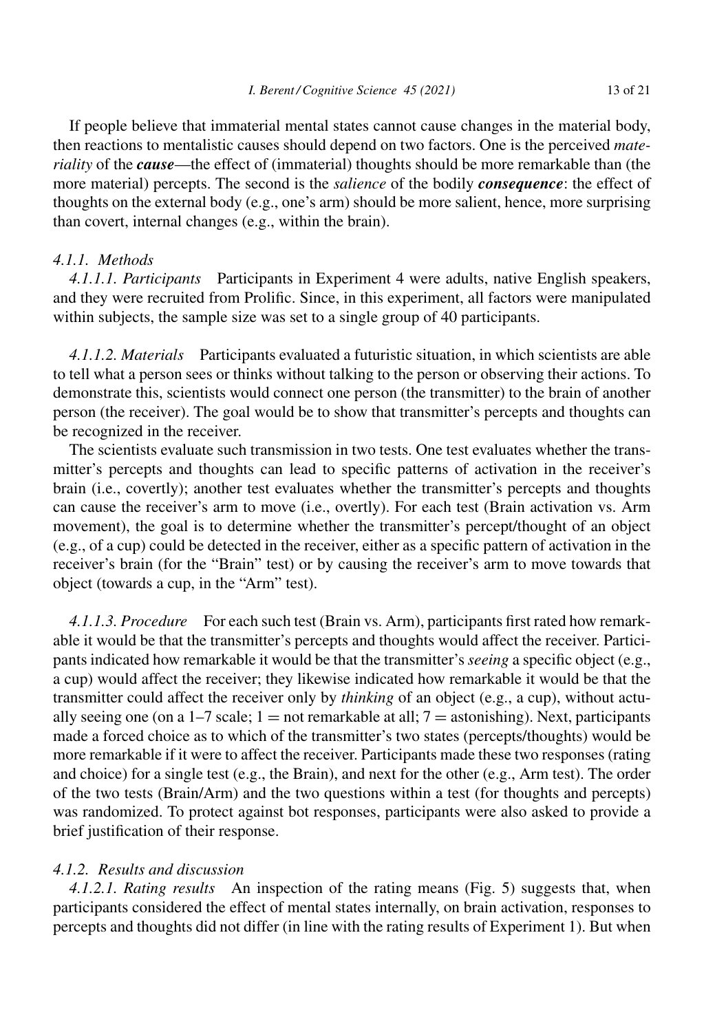If people believe that immaterial mental states cannot cause changes in the material body, then reactions to mentalistic causes should depend on two factors. One is the perceived *materiality* of the ***cause***—the effect of (immaterial) thoughts should be more remarkable than (the more material) percepts. The second is the *salience* of the bodily ***consequence***: the effect of thoughts on the external body (e.g., one's arm) should be more salient, hence, more surprising than covert, internal changes (e.g., within the brain).

#### *4.1.1. Methods*

*4.1.1.1. Participants* Participants in Experiment 4 were adults, native English speakers, and they were recruited from Prolific. Since, in this experiment, all factors were manipulated within subjects, the sample size was set to a single group of 40 participants.

*4.1.1.2. Materials* Participants evaluated a futuristic situation, in which scientists are able to tell what a person sees or thinks without talking to the person or observing their actions. To demonstrate this, scientists would connect one person (the transmitter) to the brain of another person (the receiver). The goal would be to show that transmitter's percepts and thoughts can be recognized in the receiver.

The scientists evaluate such transmission in two tests. One test evaluates whether the transmitter's percepts and thoughts can lead to specific patterns of activation in the receiver's brain (i.e., covertly); another test evaluates whether the transmitter's percepts and thoughts can cause the receiver's arm to move (i.e., overtly). For each test (Brain activation vs. Arm movement), the goal is to determine whether the transmitter's percept/thought of an object (e.g., of a cup) could be detected in the receiver, either as a specific pattern of activation in the receiver's brain (for the "Brain" test) or by causing the receiver's arm to move towards that object (towards a cup, in the "Arm" test).

*4.1.1.3. Procedure* For each such test (Brain vs. Arm), participants first rated how remarkable it would be that the transmitter's percepts and thoughts would affect the receiver. Participants indicated how remarkable it would be that the transmitter's *seeing* a specific object (e.g., a cup) would affect the receiver; they likewise indicated how remarkable it would be that the transmitter could affect the receiver only by *thinking* of an object (e.g., a cup), without actually seeing one (on a 1–7 scale; 1 = not remarkable at all; 7 = astonishing). Next, participants made a forced choice as to which of the transmitter's two states (percepts/thoughts) would be more remarkable if it were to affect the receiver. Participants made these two responses (rating and choice) for a single test (e.g., the Brain), and next for the other (e.g., Arm test). The order of the two tests (Brain/Arm) and the two questions within a test (for thoughts and percepts) was randomized. To protect against bot responses, participants were also asked to provide a brief justification of their response.

#### *4.1.2. Results and discussion*

*4.1.2.1. Rating results* An inspection of the rating means (Fig. 5) suggests that, when participants considered the effect of mental states internally, on brain activation, responses to percepts and thoughts did not differ (in line with the rating results of Experiment 1). But when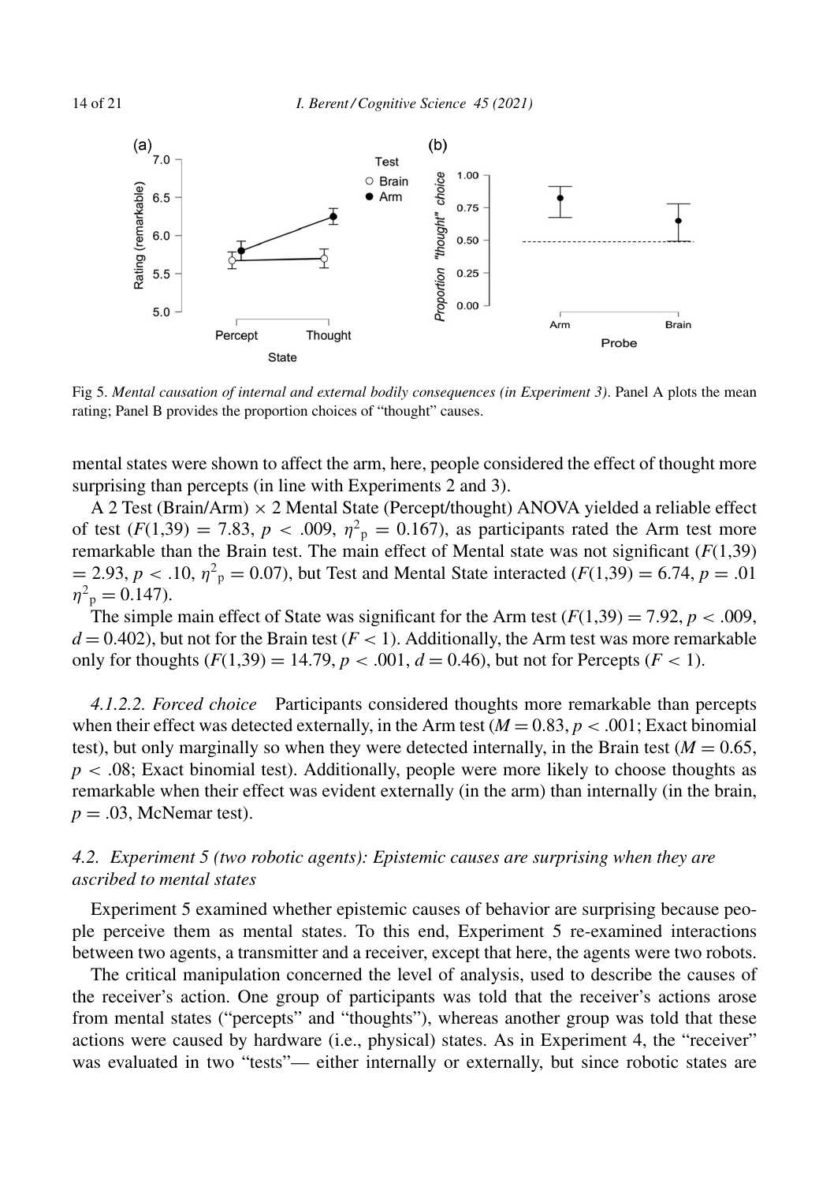Fig 5. *Mental causation of internal and external bodily consequences (in Experiment 3)*. Panel A plots the mean rating; Panel B provides the proportion choices of "thought" causes.

mental states were shown to affect the arm, here, people considered the effect of thought more surprising than percepts (in line with Experiments 2 and 3).

A 2 Test (Brain/Arm) × 2 Mental State (Percept/thought) ANOVA yielded a reliable effect of test ($F(1,39) = 7.83$, $p < .009$, $\eta^2_p = 0.167$), as participants rated the Arm test more remarkable than the Brain test. The main effect of Mental state was not significant ($F(1,39) = 2.93$, $p < .10$, $\eta^2_p = 0.07$), but Test and Mental State interacted ($F(1,39) = 6.74$, $p = .01$ $\eta^2_p = 0.147$).

The simple main effect of State was significant for the Arm test ($F(1,39) = 7.92$, $p < .009$, $d = 0.402$), but not for the Brain test ($F < 1$). Additionally, the Arm test was more remarkable only for thoughts ($F(1,39) = 14.79$, $p < .001$, $d = 0.46$), but not for Percepts ($F < 1$).

*4.1.2.2. Forced choice* Participants considered thoughts more remarkable than percepts when their effect was detected externally, in the Arm test ($M = 0.83$, $p < .001$; Exact binomial test), but only marginally so when they were detected internally, in the Brain test ($M = 0.65$, $p < .08$; Exact binomial test). Additionally, people were more likely to choose thoughts as remarkable when their effect was evident externally (in the arm) than internally (in the brain, $p = .03$, McNemar test).

### *4.2. Experiment 5 (two robotic agents): Epistemic causes are surprising when they are ascribed to mental states*

Experiment 5 examined whether epistemic causes of behavior are surprising because people perceive them as mental states. To this end, Experiment 5 re-examined interactions between two agents, a transmitter and a receiver, except that here, the agents were two robots.

The critical manipulation concerned the level of analysis, used to describe the causes of the receiver's action. One group of participants was told that the receiver's actions arose from mental states ("percepts" and "thoughts"), whereas another group was told that these actions were caused by hardware (i.e., physical) states. As in Experiment 4, the "receiver" was evaluated in two "tests"— either internally or externally, but since robotic states are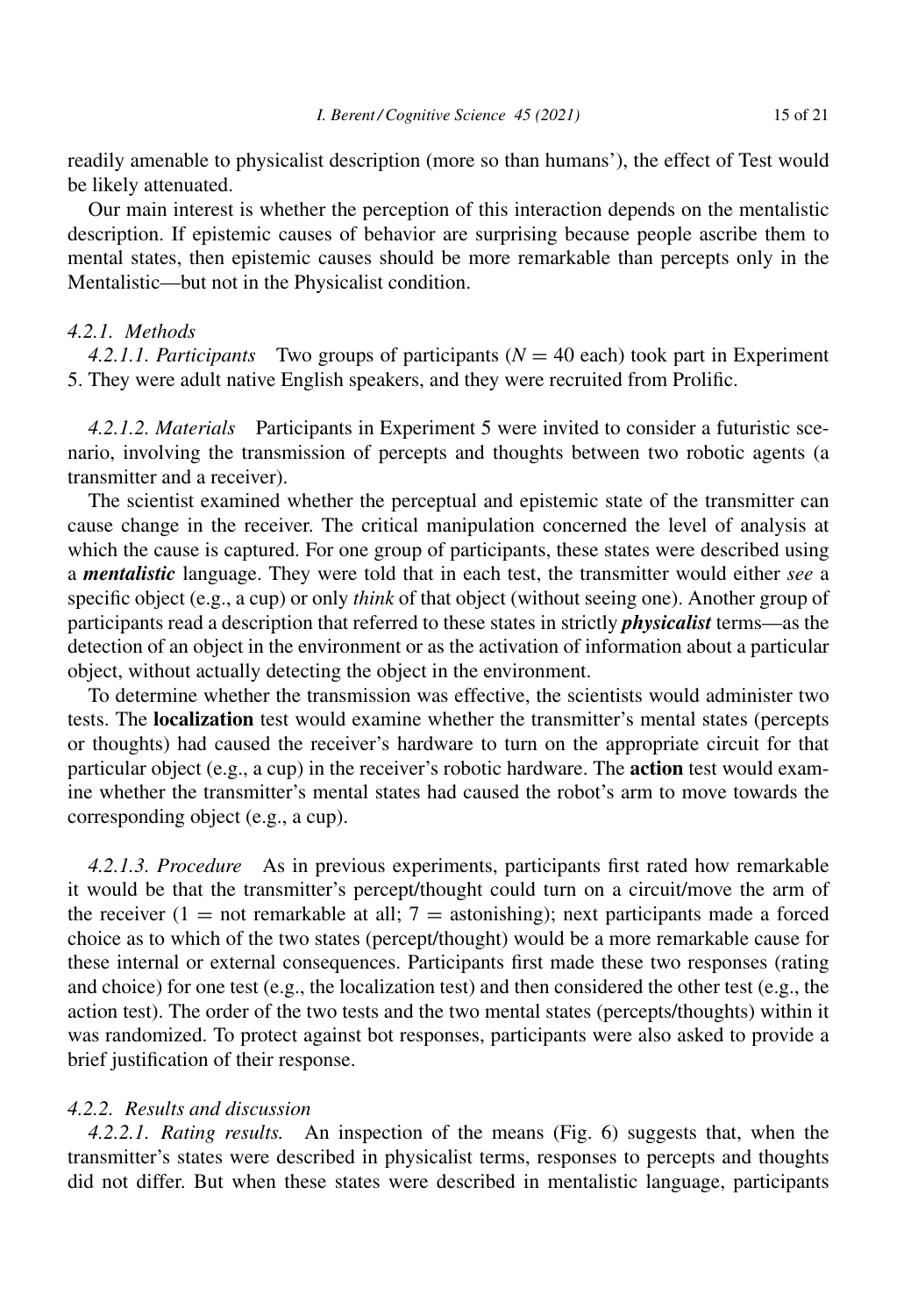readily amenable to physicalist description (more so than humans'), the effect of Test would be likely attenuated.

Our main interest is whether the perception of this interaction depends on the mentalistic description. If epistemic causes of behavior are surprising because people ascribe them to mental states, then epistemic causes should be more remarkable than percepts only in the Mentalistic—but not in the Physicalist condition.

#### *4.2.1. Methods*

*4.2.1.1. Participants* Two groups of participants ($N = 40$ each) took part in Experiment 5. They were adult native English speakers, and they were recruited from Prolific.

*4.2.1.2. Materials* Participants in Experiment 5 were invited to consider a futuristic scenario, involving the transmission of percepts and thoughts between two robotic agents (a transmitter and a receiver).

The scientist examined whether the perceptual and epistemic state of the transmitter can cause change in the receiver. The critical manipulation concerned the level of analysis at which the cause is captured. For one group of participants, these states were described using a ***mentalistic*** language. They were told that in each test, the transmitter would either *see* a specific object (e.g., a cup) or only *think* of that object (without seeing one). Another group of participants read a description that referred to these states in strictly ***physicalist*** terms—as the detection of an object in the environment or as the activation of information about a particular object, without actually detecting the object in the environment.

To determine whether the transmission was effective, the scientists would administer two tests. The **localization** test would examine whether the transmitter's mental states (percepts or thoughts) had caused the receiver's hardware to turn on the appropriate circuit for that particular object (e.g., a cup) in the receiver's robotic hardware. The **action** test would examine whether the transmitter's mental states had caused the robot's arm to move towards the corresponding object (e.g., a cup).

*4.2.1.3. Procedure* As in previous experiments, participants first rated how remarkable it would be that the transmitter's percept/thought could turn on a circuit/move the arm of the receiver ($1$ = not remarkable at all; $7$ = astonishing); next participants made a forced choice as to which of the two states (percept/thought) would be a more remarkable cause for these internal or external consequences. Participants first made these two responses (rating and choice) for one test (e.g., the localization test) and then considered the other test (e.g., the action test). The order of the two tests and the two mental states (percepts/thoughts) within it was randomized. To protect against bot responses, participants were also asked to provide a brief justification of their response.

#### *4.2.2. Results and discussion*

*4.2.2.1. Rating results.* An inspection of the means (Fig. 6) suggests that, when the transmitter's states were described in physicalist terms, responses to percepts and thoughts did not differ. But when these states were described in mentalistic language, participants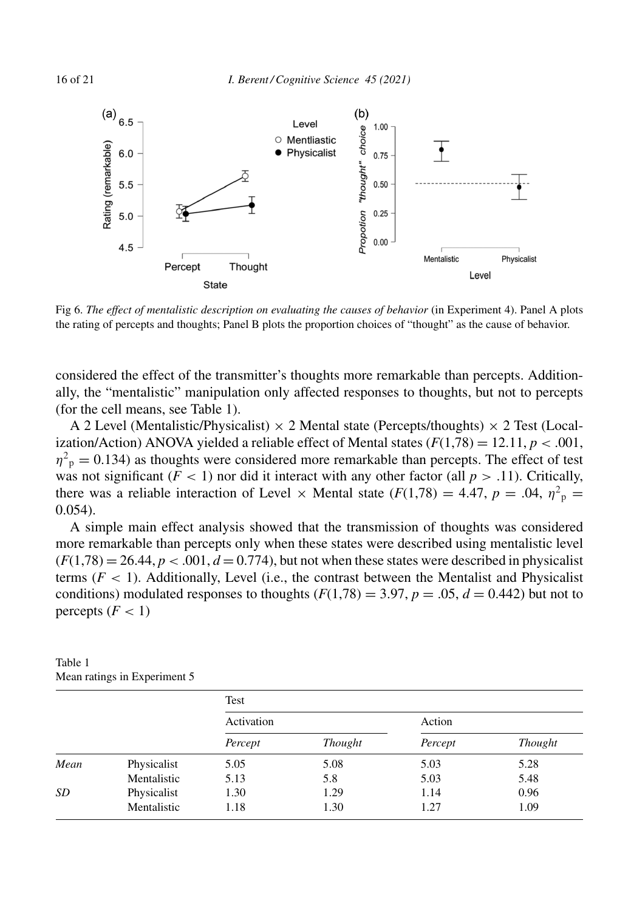Fig 6. *The effect of mentalistic description on evaluating the causes of behavior* (in Experiment 4). Panel A plots the rating of percepts and thoughts; Panel B plots the proportion choices of "thought" as the cause of behavior.

considered the effect of the transmitter's thoughts more remarkable than percepts. Additionally, the "mentalistic" manipulation only affected responses to thoughts, but not to percepts (for the cell means, see Table 1).

A 2 Level (Mentalistic/Physicalist) × 2 Mental state (Percepts/thoughts) × 2 Test (Localization/Action) ANOVA yielded a reliable effect of Mental states ($F(1,78) = 12.11$, $p < .001$, $\eta^2_p = 0.134$) as thoughts were considered more remarkable than percepts. The effect of test was not significant ($F < 1$) nor did it interact with any other factor (all $p > .11$). Critically, there was a reliable interaction of Level × Mental state ($F(1,78) = 4.47$, $p = .04$, $\eta^2_p = 0.054$).

A simple main effect analysis showed that the transmission of thoughts was considered more remarkable than percepts only when these states were described using mentalistic level ($F(1,78) = 26.44$, $p < .001$, $d = 0.774$), but not when these states were described in physicalist terms ($F < 1$). Additionally, Level (i.e., the contrast between the Mentalist and Physicalist conditions) modulated responses to thoughts ($F(1,78) = 3.97$, $p = .05$, $d = 0.442$) but not to percepts ($F < 1$)

Table 1
Mean ratings in Experiment 5

| | | Test | | | |
|---|---|---|---|---|---|
| | | Activation | | Action | |
| | | *Percept* | *Thought* | *Percept* | *Thought* |
| *Mean* | Physicalist | 5.05 | 5.08 | 5.03 | 5.28 |
| | Mentalistic | 5.13 | 5.8 | 5.03 | 5.48 |
| *SD* | Physicalist | 1.30 | 1.29 | 1.14 | 0.96 |
| | Mentalistic | 1.18 | 1.30 | 1.27 | 1.09 |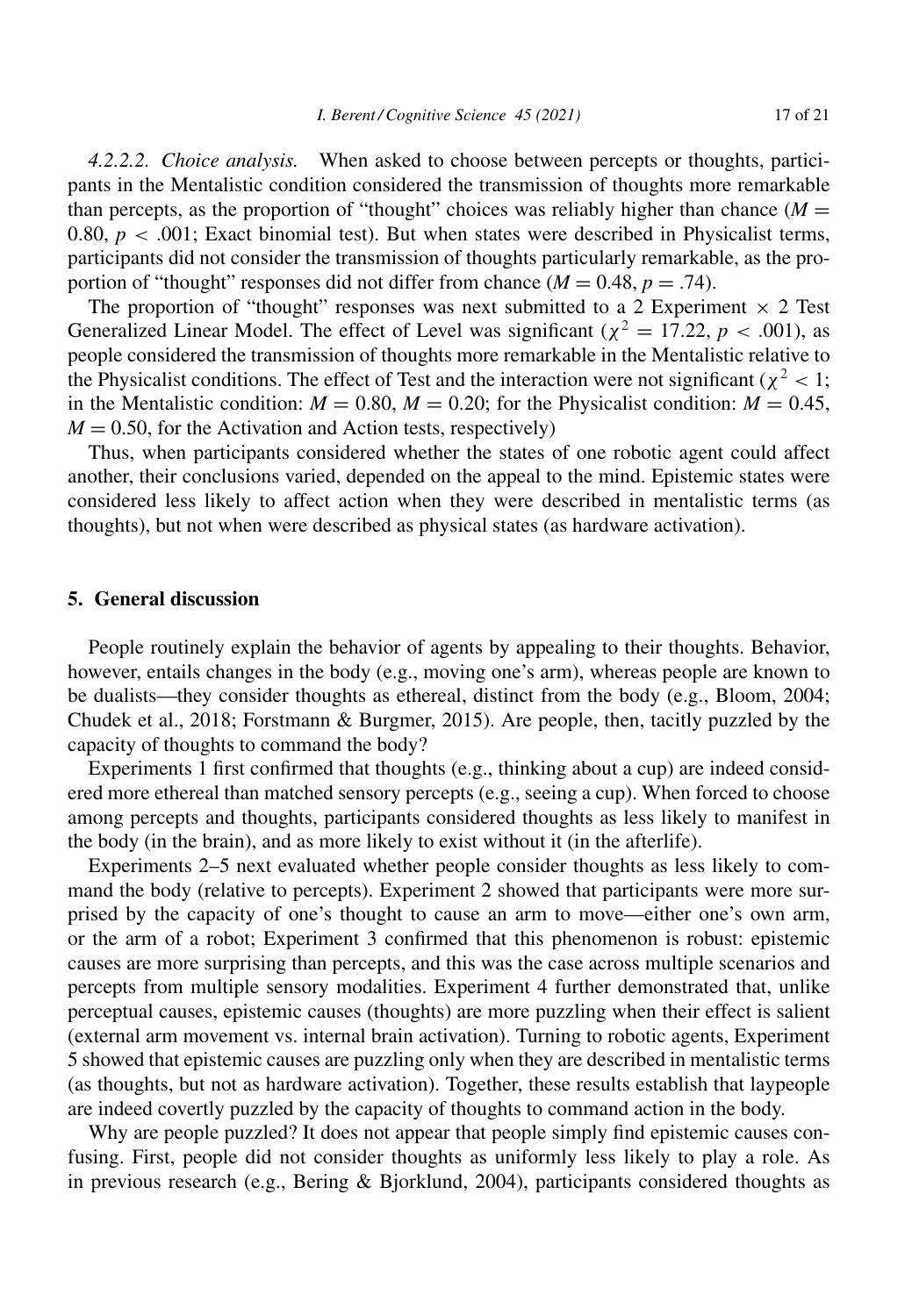*4.2.2.2. Choice analysis.* When asked to choose between percepts or thoughts, participants in the Mentalistic condition considered the transmission of thoughts more remarkable than percepts, as the proportion of "thought" choices was reliably higher than chance ($M = 0.80$, $p < .001$; Exact binomial test). But when states were described in Physicalist terms, participants did not consider the transmission of thoughts particularly remarkable, as the proportion of "thought" responses did not differ from chance ($M = 0.48$, $p = .74$).

The proportion of "thought" responses was next submitted to a 2 Experiment × 2 Test Generalized Linear Model. The effect of Level was significant ($\chi^2 = 17.22$, $p < .001$), as people considered the transmission of thoughts more remarkable in the Mentalistic relative to the Physicalist conditions. The effect of Test and the interaction were not significant ($\chi^2 < 1$; in the Mentalistic condition: $M = 0.80$, $M = 0.20$; for the Physicalist condition: $M = 0.45$, $M = 0.50$, for the Activation and Action tests, respectively)

Thus, when participants considered whether the states of one robotic agent could affect another, their conclusions varied, depended on the appeal to the mind. Epistemic states were considered less likely to affect action when they were described in mentalistic terms (as thoughts), but not when were described as physical states (as hardware activation).

## 5. General discussion

People routinely explain the behavior of agents by appealing to their thoughts. Behavior, however, entails changes in the body (e.g., moving one's arm), whereas people are known to be dualists—they consider thoughts as ethereal, distinct from the body (e.g., Bloom, 2004; Chudek et al., 2018; Forstmann & Burgmer, 2015). Are people, then, tacitly puzzled by the capacity of thoughts to command the body?

Experiments 1 first confirmed that thoughts (e.g., thinking about a cup) are indeed considered more ethereal than matched sensory percepts (e.g., seeing a cup). When forced to choose among percepts and thoughts, participants considered thoughts as less likely to manifest in the body (in the brain), and as more likely to exist without it (in the afterlife).

Experiments 2–5 next evaluated whether people consider thoughts as less likely to command the body (relative to percepts). Experiment 2 showed that participants were more surprised by the capacity of one's thought to cause an arm to move—either one's own arm, or the arm of a robot; Experiment 3 confirmed that this phenomenon is robust: epistemic causes are more surprising than percepts, and this was the case across multiple scenarios and percepts from multiple sensory modalities. Experiment 4 further demonstrated that, unlike perceptual causes, epistemic causes (thoughts) are more puzzling when their effect is salient (external arm movement vs. internal brain activation). Turning to robotic agents, Experiment 5 showed that epistemic causes are puzzling only when they are described in mentalistic terms (as thoughts, but not as hardware activation). Together, these results establish that laypeople are indeed covertly puzzled by the capacity of thoughts to command action in the body.

Why are people puzzled? It does not appear that people simply find epistemic causes confusing. First, people did not consider thoughts as uniformly less likely to play a role. As in previous research (e.g., Bering & Bjorklund, 2004), participants considered thoughts as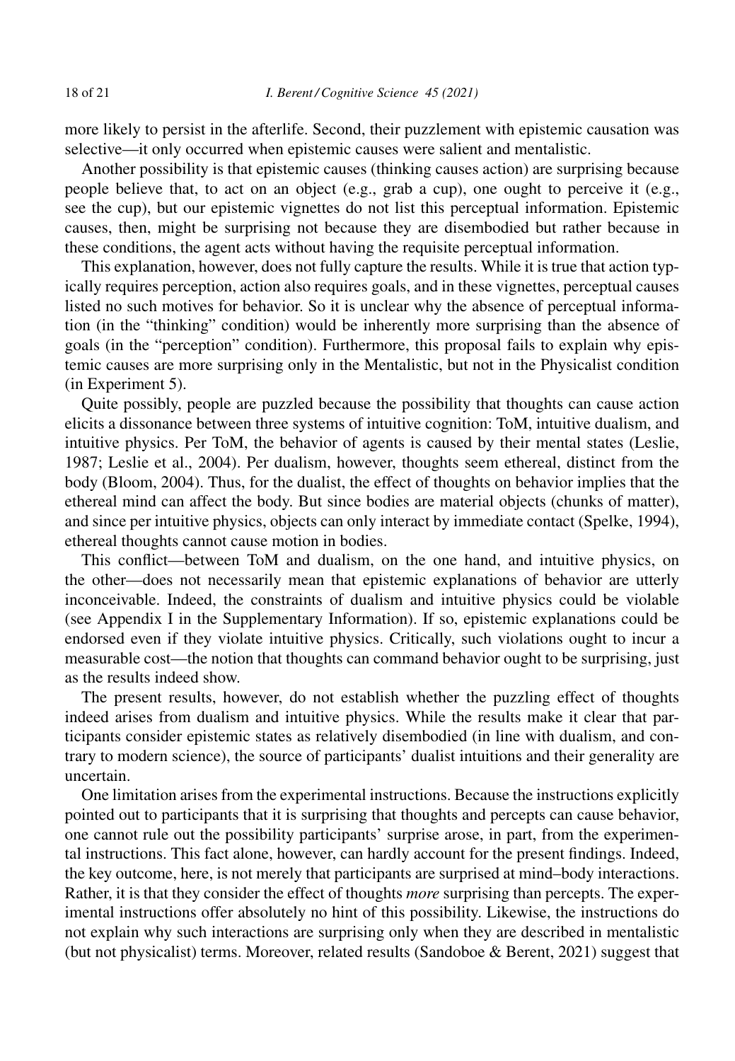more likely to persist in the afterlife. Second, their puzzlement with epistemic causation was selective—it only occurred when epistemic causes were salient and mentalistic.

Another possibility is that epistemic causes (thinking causes action) are surprising because people believe that, to act on an object (e.g., grab a cup), one ought to perceive it (e.g., see the cup), but our epistemic vignettes do not list this perceptual information. Epistemic causes, then, might be surprising not because they are disembodied but rather because in these conditions, the agent acts without having the requisite perceptual information.

This explanation, however, does not fully capture the results. While it is true that action typically requires perception, action also requires goals, and in these vignettes, perceptual causes listed no such motives for behavior. So it is unclear why the absence of perceptual information (in the "thinking" condition) would be inherently more surprising than the absence of goals (in the "perception" condition). Furthermore, this proposal fails to explain why epistemic causes are more surprising only in the Mentalistic, but not in the Physicalist condition (in Experiment 5).

Quite possibly, people are puzzled because the possibility that thoughts can cause action elicits a dissonance between three systems of intuitive cognition: ToM, intuitive dualism, and intuitive physics. Per ToM, the behavior of agents is caused by their mental states (Leslie, 1987; Leslie et al., 2004). Per dualism, however, thoughts seem ethereal, distinct from the body (Bloom, 2004). Thus, for the dualist, the effect of thoughts on behavior implies that the ethereal mind can affect the body. But since bodies are material objects (chunks of matter), and since per intuitive physics, objects can only interact by immediate contact (Spelke, 1994), ethereal thoughts cannot cause motion in bodies.

This conflict—between ToM and dualism, on the one hand, and intuitive physics, on the other—does not necessarily mean that epistemic explanations of behavior are utterly inconceivable. Indeed, the constraints of dualism and intuitive physics could be violable (see Appendix I in the Supplementary Information). If so, epistemic explanations could be endorsed even if they violate intuitive physics. Critically, such violations ought to incur a measurable cost—the notion that thoughts can command behavior ought to be surprising, just as the results indeed show.

The present results, however, do not establish whether the puzzling effect of thoughts indeed arises from dualism and intuitive physics. While the results make it clear that participants consider epistemic states as relatively disembodied (in line with dualism, and contrary to modern science), the source of participants' dualist intuitions and their generality are uncertain.

One limitation arises from the experimental instructions. Because the instructions explicitly pointed out to participants that it is surprising that thoughts and percepts can cause behavior, one cannot rule out the possibility participants' surprise arose, in part, from the experimental instructions. This fact alone, however, can hardly account for the present findings. Indeed, the key outcome, here, is not merely that participants are surprised at mind–body interactions. Rather, it is that they consider the effect of thoughts *more* surprising than percepts. The experimental instructions offer absolutely no hint of this possibility. Likewise, the instructions do not explain why such interactions are surprising only when they are described in mentalistic (but not physicalist) terms. Moreover, related results (Sandoboe & Berent, 2021) suggest that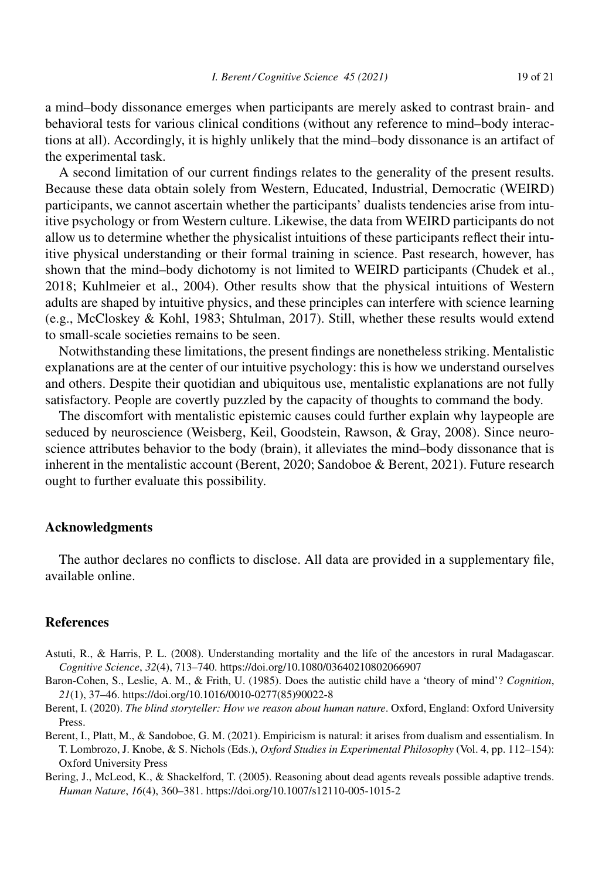a mind–body dissonance emerges when participants are merely asked to contrast brain- and behavioral tests for various clinical conditions (without any reference to mind–body interactions at all). Accordingly, it is highly unlikely that the mind–body dissonance is an artifact of the experimental task.

A second limitation of our current findings relates to the generality of the present results. Because these data obtain solely from Western, Educated, Industrial, Democratic (WEIRD) participants, we cannot ascertain whether the participants' dualists tendencies arise from intuitive psychology or from Western culture. Likewise, the data from WEIRD participants do not allow us to determine whether the physicalist intuitions of these participants reflect their intuitive physical understanding or their formal training in science. Past research, however, has shown that the mind–body dichotomy is not limited to WEIRD participants (Chudek et al., 2018; Kuhlmeier et al., 2004). Other results show that the physical intuitions of Western adults are shaped by intuitive physics, and these principles can interfere with science learning (e.g., McCloskey & Kohl, 1983; Shtulman, 2017). Still, whether these results would extend to small-scale societies remains to be seen.

Notwithstanding these limitations, the present findings are nonetheless striking. Mentalistic explanations are at the center of our intuitive psychology: this is how we understand ourselves and others. Despite their quotidian and ubiquitous use, mentalistic explanations are not fully satisfactory. People are covertly puzzled by the capacity of thoughts to command the body.

The discomfort with mentalistic epistemic causes could further explain why laypeople are seduced by neuroscience (Weisberg, Keil, Goodstein, Rawson, & Gray, 2008). Since neuroscience attributes behavior to the body (brain), it alleviates the mind–body dissonance that is inherent in the mentalistic account (Berent, 2020; Sandoboe & Berent, 2021). Future research ought to further evaluate this possibility.

## Acknowledgments

The author declares no conflicts to disclose. All data are provided in a supplementary file, available online.

## References

Astuti, R., & Harris, P. L. (2008). Understanding mortality and the life of the ancestors in rural Madagascar. *Cognitive Science*, *32*(4), 713–740. https://doi.org/10.1080/03640210802066907

Baron-Cohen, S., Leslie, A. M., & Frith, U. (1985). Does the autistic child have a 'theory of mind'? *Cognition*, *21*(1), 37–46. https://doi.org/10.1016/0010-0277(85)90022-8

Berent, I. (2020). *The blind storyteller: How we reason about human nature*. Oxford, England: Oxford University Press.

Berent, I., Platt, M., & Sandoboe, G. M. (2021). Empiricism is natural: it arises from dualism and essentialism. In T. Lombrozo, J. Knobe, & S. Nichols (Eds.), *Oxford Studies in Experimental Philosophy* (Vol. 4, pp. 112–154): Oxford University Press

Bering, J., McLeod, K., & Shackelford, T. (2005). Reasoning about dead agents reveals possible adaptive trends. *Human Nature*, *16*(4), 360–381. https://doi.org/10.1007/s12110-005-1015-2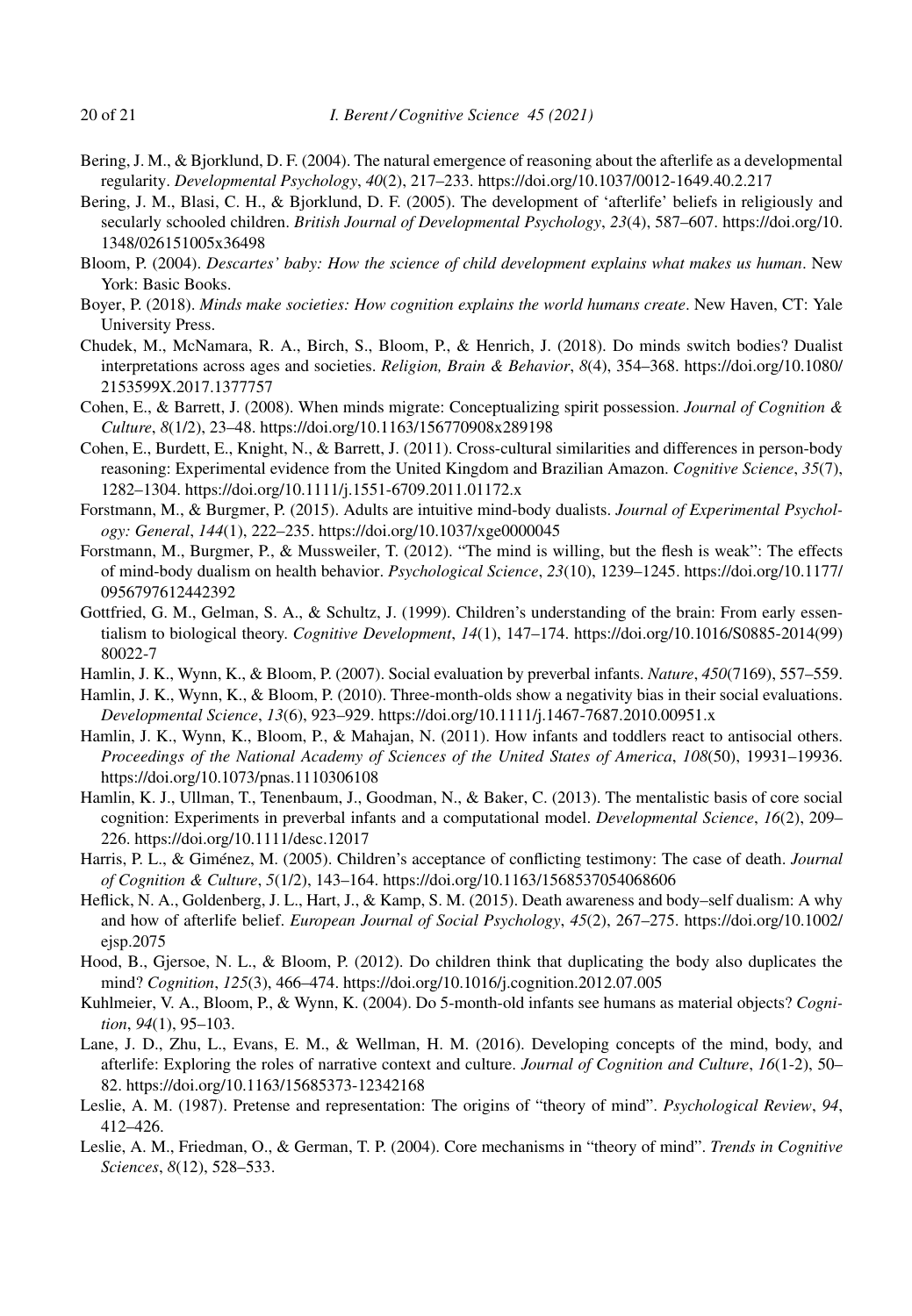Bering, J. M., & Bjorklund, D. F. (2004). The natural emergence of reasoning about the afterlife as a developmental regularity. *Developmental Psychology*, *40*(2), 217–233. https://doi.org/10.1037/0012-1649.40.2.217

Bering, J. M., Blasi, C. H., & Bjorklund, D. F. (2005). The development of 'afterlife' beliefs in religiously and secularly schooled children. *British Journal of Developmental Psychology*, *23*(4), 587–607. https://doi.org/10.1348/026151005x36498

Bloom, P. (2004). *Descartes' baby: How the science of child development explains what makes us human*. New York: Basic Books.

Boyer, P. (2018). *Minds make societies: How cognition explains the world humans create*. New Haven, CT: Yale University Press.

Chudek, M., McNamara, R. A., Birch, S., Bloom, P., & Henrich, J. (2018). Do minds switch bodies? Dualist interpretations across ages and societies. *Religion, Brain & Behavior*, *8*(4), 354–368. https://doi.org/10.1080/2153599X.2017.1377757

Cohen, E., & Barrett, J. (2008). When minds migrate: Conceptualizing spirit possession. *Journal of Cognition & Culture*, *8*(1/2), 23–48. https://doi.org/10.1163/156770908x289198

Cohen, E., Burdett, E., Knight, N., & Barrett, J. (2011). Cross-cultural similarities and differences in person-body reasoning: Experimental evidence from the United Kingdom and Brazilian Amazon. *Cognitive Science*, *35*(7), 1282–1304. https://doi.org/10.1111/j.1551-6709.2011.01172.x

Forstmann, M., & Burgmer, P. (2015). Adults are intuitive mind-body dualists. *Journal of Experimental Psychology: General*, *144*(1), 222–235. https://doi.org/10.1037/xge0000045

Forstmann, M., Burgmer, P., & Mussweiler, T. (2012). "The mind is willing, but the flesh is weak": The effects of mind-body dualism on health behavior. *Psychological Science*, *23*(10), 1239–1245. https://doi.org/10.1177/0956797612442392

Gottfried, G. M., Gelman, S. A., & Schultz, J. (1999). Children's understanding of the brain: From early essentialism to biological theory. *Cognitive Development*, *14*(1), 147–174. https://doi.org/10.1016/S0885-2014(99)80022-7

Hamlin, J. K., Wynn, K., & Bloom, P. (2007). Social evaluation by preverbal infants. *Nature*, *450*(7169), 557–559.

Hamlin, J. K., Wynn, K., & Bloom, P. (2010). Three-month-olds show a negativity bias in their social evaluations. *Developmental Science*, *13*(6), 923–929. https://doi.org/10.1111/j.1467-7687.2010.00951.x

Hamlin, J. K., Wynn, K., Bloom, P., & Mahajan, N. (2011). How infants and toddlers react to antisocial others. *Proceedings of the National Academy of Sciences of the United States of America*, *108*(50), 19931–19936. https://doi.org/10.1073/pnas.1110306108

Hamlin, K. J., Ullman, T., Tenenbaum, J., Goodman, N., & Baker, C. (2013). The mentalistic basis of core social cognition: Experiments in preverbal infants and a computational model. *Developmental Science*, *16*(2), 209–226. https://doi.org/10.1111/desc.12017

Harris, P. L., & Giménez, M. (2005). Children's acceptance of conflicting testimony: The case of death. *Journal of Cognition & Culture*, *5*(1/2), 143–164. https://doi.org/10.1163/1568537054068606

Heflick, N. A., Goldenberg, J. L., Hart, J., & Kamp, S. M. (2015). Death awareness and body–self dualism: A why and how of afterlife belief. *European Journal of Social Psychology*, *45*(2), 267–275. https://doi.org/10.1002/ejsp.2075

Hood, B., Gjersoe, N. L., & Bloom, P. (2012). Do children think that duplicating the body also duplicates the mind? *Cognition*, *125*(3), 466–474. https://doi.org/10.1016/j.cognition.2012.07.005

Kuhlmeier, V. A., Bloom, P., & Wynn, K. (2004). Do 5-month-old infants see humans as material objects? *Cognition*, *94*(1), 95–103.

Lane, J. D., Zhu, L., Evans, E. M., & Wellman, H. M. (2016). Developing concepts of the mind, body, and afterlife: Exploring the roles of narrative context and culture. *Journal of Cognition and Culture*, *16*(1-2), 50–82. https://doi.org/10.1163/15685373-12342168

Leslie, A. M. (1987). Pretense and representation: The origins of "theory of mind". *Psychological Review*, *94*, 412–426.

Leslie, A. M., Friedman, O., & German, T. P. (2004). Core mechanisms in "theory of mind". *Trends in Cognitive Sciences*, *8*(12), 528–533.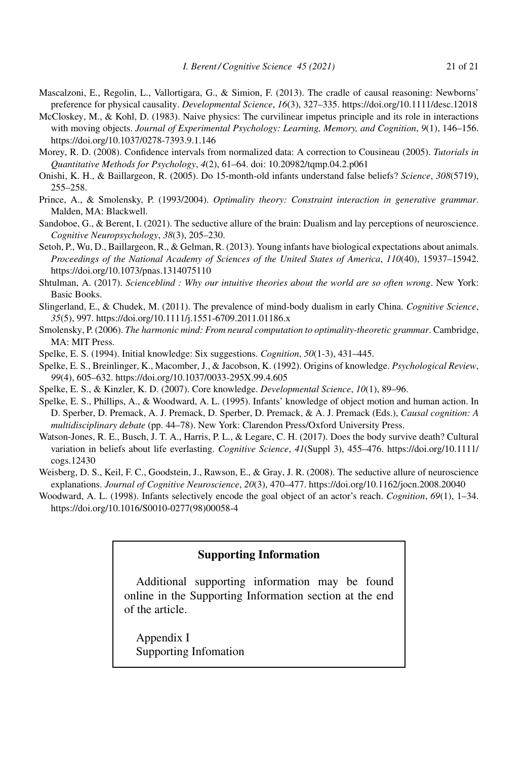Mascalzoni, E., Regolin, L., Vallortigara, G., & Simion, F. (2013). The cradle of causal reasoning: Newborns' preference for physical causality. *Developmental Science*, *16*(3), 327–335. https://doi.org/10.1111/desc.12018

McCloskey, M., & Kohl, D. (1983). Naive physics: The curvilinear impetus principle and its role in interactions with moving objects. *Journal of Experimental Psychology: Learning, Memory, and Cognition*, *9*(1), 146–156. https://doi.org/10.1037/0278-7393.9.1.146

Morey, R. D. (2008). Confidence intervals from normalized data: A correction to Cousineau (2005). *Tutorials in Quantitative Methods for Psychology*, *4*(2), 61–64. doi: 10.20982/tqmp.04.2.p061

Onishi, K. H., & Baillargeon, R. (2005). Do 15-month-old infants understand false beliefs? *Science*, *308*(5719), 255–258.

Prince, A., & Smolensky, P. (1993/2004). *Optimality theory: Constraint interaction in generative grammar*. Malden, MA: Blackwell.

Sandoboe, G., & Berent, I. (2021). The seductive allure of the brain: Dualism and lay perceptions of neuroscience. *Cognitive Neuropsychology*, *38*(3), 205–230.

Setoh, P., Wu, D., Baillargeon, R., & Gelman, R. (2013). Young infants have biological expectations about animals. *Proceedings of the National Academy of Sciences of the United States of America*, *110*(40), 15937–15942. https://doi.org/10.1073/pnas.1314075110

Shtulman, A. (2017). *Scienceblind : Why our intuitive theories about the world are so often wrong*. New York: Basic Books.

Slingerland, E., & Chudek, M. (2011). The prevalence of mind-body dualism in early China. *Cognitive Science*, *35*(5), 997. https://doi.org/10.1111/j.1551-6709.2011.01186.x

Smolensky, P. (2006). *The harmonic mind: From neural computation to optimality-theoretic grammar*. Cambridge, MA: MIT Press.

Spelke, E. S. (1994). Initial knowledge: Six suggestions. *Cognition*, *50*(1-3), 431–445.

Spelke, E. S., Breinlinger, K., Macomber, J., & Jacobson, K. (1992). Origins of knowledge. *Psychological Review*, *99*(4), 605–632. https://doi.org/10.1037/0033-295X.99.4.605

Spelke, E. S., & Kinzler, K. D. (2007). Core knowledge. *Developmental Science*, *10*(1), 89–96.

Spelke, E. S., Phillips, A., & Woodward, A. L. (1995). Infants' knowledge of object motion and human action. In D. Sperber, D. Premack, A. J. Premack, D. Sperber, D. Premack, & A. J. Premack (Eds.), *Causal cognition: A multidisciplinary debate* (pp. 44–78). New York: Clarendon Press/Oxford University Press.

Watson-Jones, R. E., Busch, J. T. A., Harris, P. L., & Legare, C. H. (2017). Does the body survive death? Cultural variation in beliefs about life everlasting. *Cognitive Science*, *41*(Suppl 3), 455–476. https://doi.org/10.1111/cogs.12430

Weisberg, D. S., Keil, F. C., Goodstein, J., Rawson, E., & Gray, J. R. (2008). The seductive allure of neuroscience explanations. *Journal of Cognitive Neuroscience*, *20*(3), 470–477. https://doi.org/10.1162/jocn.2008.20040

Woodward, A. L. (1998). Infants selectively encode the goal object of an actor's reach. *Cognition*, *69*(1), 1–34. https://doi.org/10.1016/S0010-0277(98)00058-4

## Supporting Information

Additional supporting information may be found online in the Supporting Information section at the end of the article.

Appendix I
Supporting Infomation